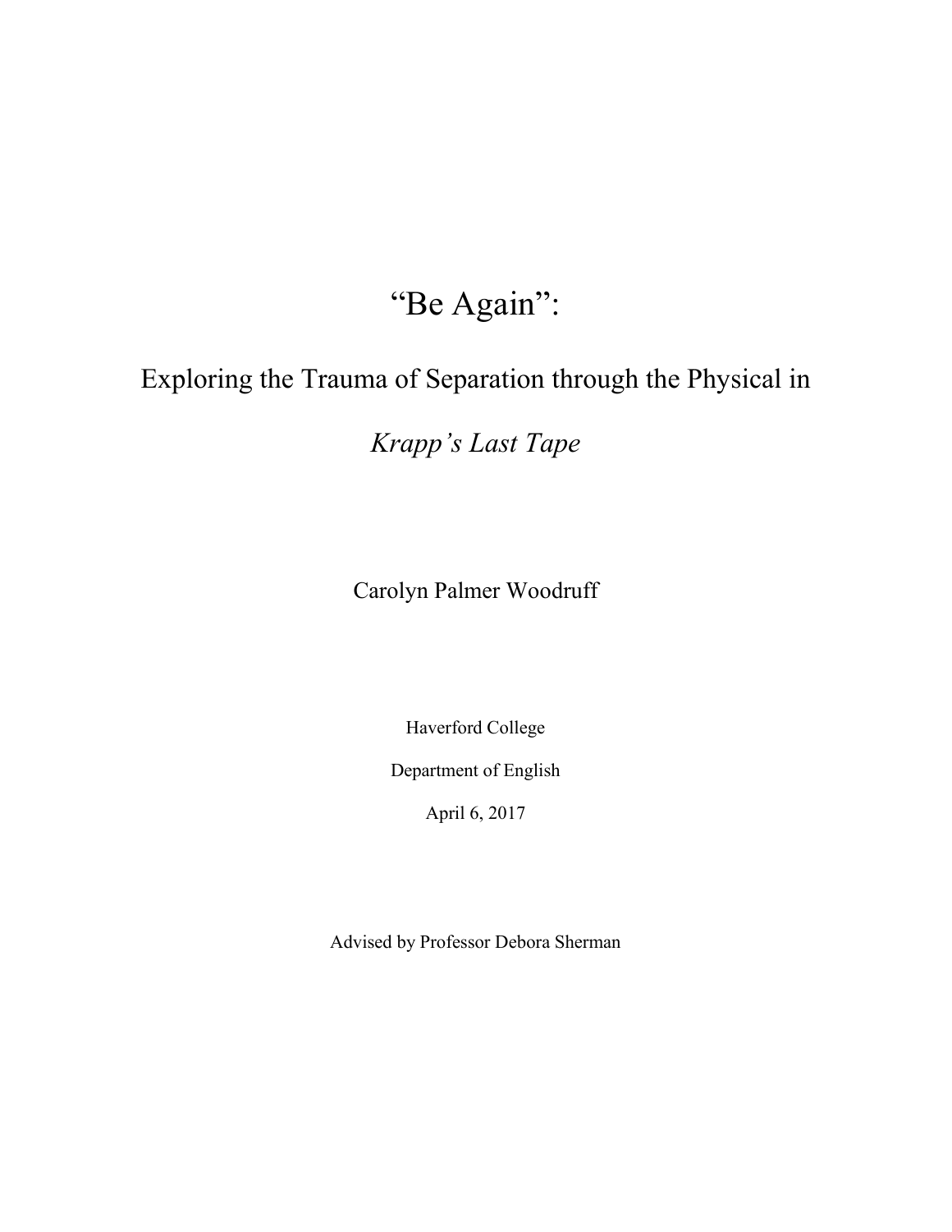# "Be Again":

## Exploring the Trauma of Separation through the Physical in

## *Krapp's Last Tape*

Carolyn Palmer Woodruff

Haverford College

Department of English

April 6, 2017

Advised by Professor Debora Sherman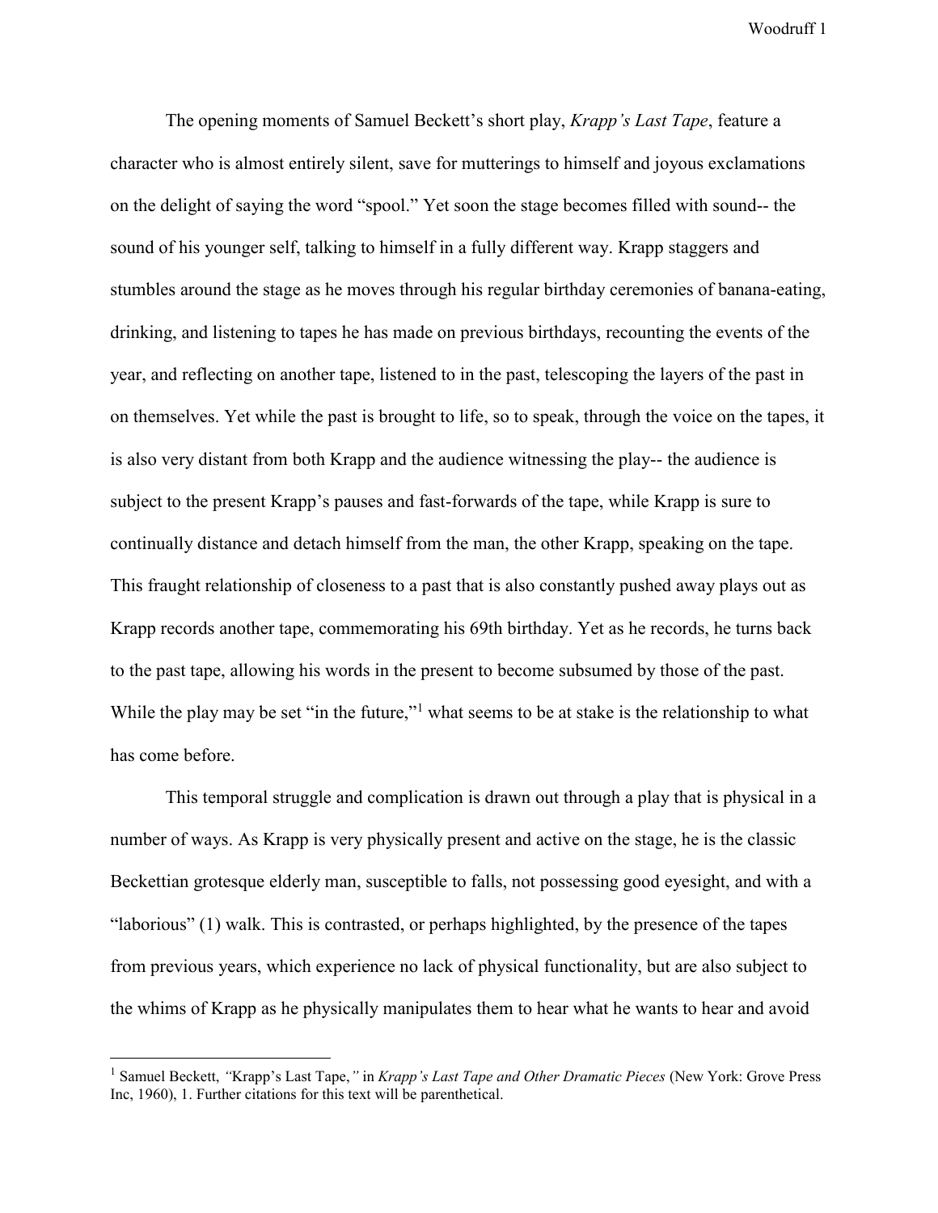The opening moments of Samuel Beckett's short play, *Krapp's Last Tape*, feature a character who is almost entirely silent, save for mutterings to himself and joyous exclamations on the delight of saying the word "spool." Yet soon the stage becomes filled with sound-- the sound of his younger self, talking to himself in a fully different way. Krapp staggers and stumbles around the stage as he moves through his regular birthday ceremonies of banana-eating, drinking, and listening to tapes he has made on previous birthdays, recounting the events of the year, and reflecting on another tape, listened to in the past, telescoping the layers of the past in on themselves. Yet while the past is brought to life, so to speak, through the voice on the tapes, it is also very distant from both Krapp and the audience witnessing the play-- the audience is subject to the present Krapp's pauses and fast-forwards of the tape, while Krapp is sure to continually distance and detach himself from the man, the other Krapp, speaking on the tape. This fraught relationship of closeness to a past that is also constantly pushed away plays out as Krapp records another tape, commemorating his 69th birthday. Yet as he records, he turns back to the past tape, allowing his words in the present to become subsumed by those of the past. While the play may be set "in the future,"[1] what seems to be at stake is the relationship to what has come before.

This temporal struggle and complication is drawn out through a play that is physical in a number of ways. As Krapp is very physically present and active on the stage, he is the classic Beckettian grotesque elderly man, susceptible to falls, not possessing good eyesight, and with a "laborious" (1) walk. This is contrasted, or perhaps highlighted, by the presence of the tapes from previous years, which experience no lack of physical functionality, but are also subject to the whims of Krapp as he physically manipulates them to hear what he wants to hear and avoid

---

[1] Samuel Beckett, "Krapp's Last Tape," in *Krapp's Last Tape and Other Dramatic Pieces* (New York: Grove Press Inc, 1960), 1. Further citations for this text will be parenthetical.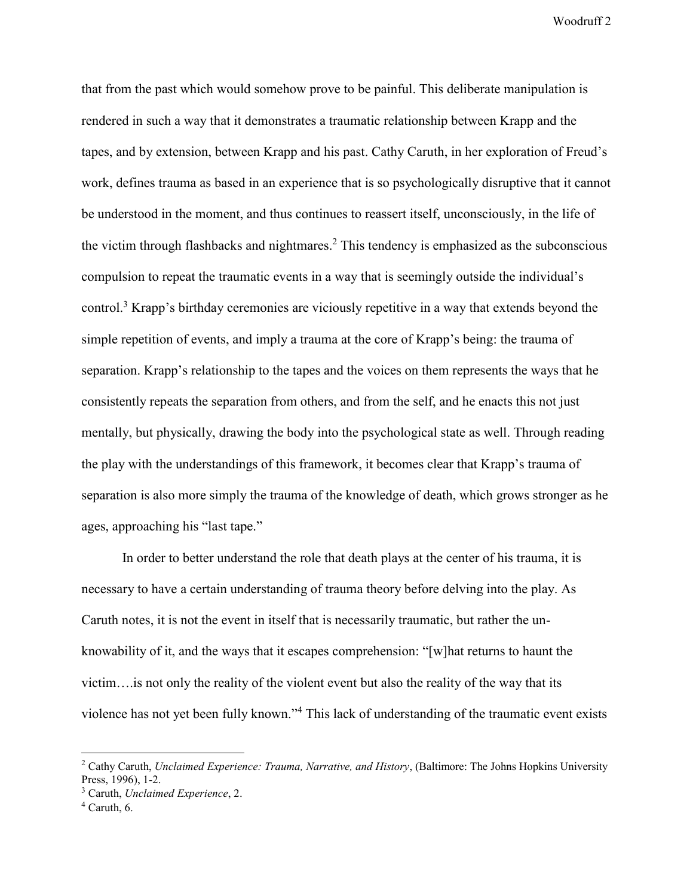that from the past which would somehow prove to be painful. This deliberate manipulation is rendered in such a way that it demonstrates a traumatic relationship between Krapp and the tapes, and by extension, between Krapp and his past. Cathy Caruth, in her exploration of Freud's work, defines trauma as based in an experience that is so psychologically disruptive that it cannot be understood in the moment, and thus continues to reassert itself, unconsciously, in the life of the victim through flashbacks and nightmares.[2] This tendency is emphasized as the subconscious compulsion to repeat the traumatic events in a way that is seemingly outside the individual's control.[3] Krapp's birthday ceremonies are viciously repetitive in a way that extends beyond the simple repetition of events, and imply a trauma at the core of Krapp's being: the trauma of separation. Krapp's relationship to the tapes and the voices on them represents the ways that he consistently repeats the separation from others, and from the self, and he enacts this not just mentally, but physically, drawing the body into the psychological state as well. Through reading the play with the understandings of this framework, it becomes clear that Krapp's trauma of separation is also more simply the trauma of the knowledge of death, which grows stronger as he ages, approaching his "last tape."

In order to better understand the role that death plays at the center of his trauma, it is necessary to have a certain understanding of trauma theory before delving into the play. As Caruth notes, it is not the event in itself that is necessarily traumatic, but rather the un-knowability of it, and the ways that it escapes comprehension: "[w]hat returns to haunt the victim….is not only the reality of the violent event but also the reality of the way that its violence has not yet been fully known."[4] This lack of understanding of the traumatic event exists

---

[2] Cathy Caruth, *Unclaimed Experience: Trauma, Narrative, and History*, (Baltimore: The Johns Hopkins University Press, 1996), 1-2.

[3] Caruth, *Unclaimed Experience*, 2.

[4] Caruth, 6.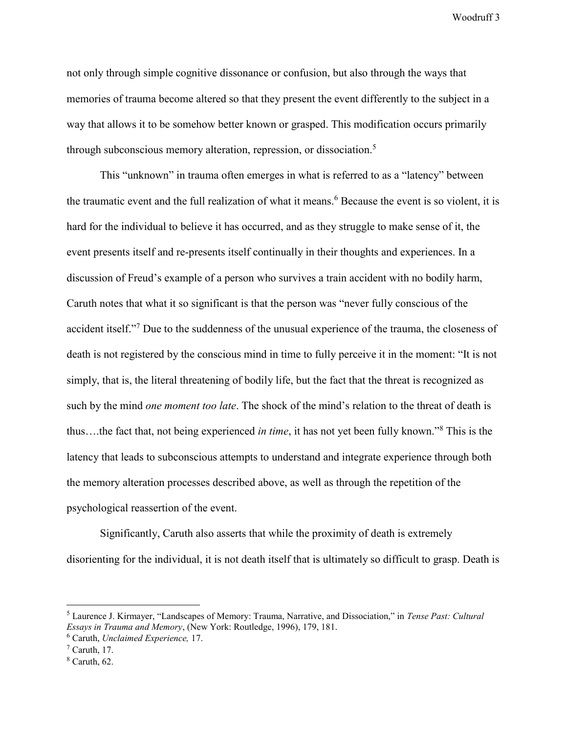not only through simple cognitive dissonance or confusion, but also through the ways that memories of trauma become altered so that they present the event differently to the subject in a way that allows it to be somehow better known or grasped. This modification occurs primarily through subconscious memory alteration, repression, or dissociation.[5]

This "unknown" in trauma often emerges in what is referred to as a "latency" between the traumatic event and the full realization of what it means.[6] Because the event is so violent, it is hard for the individual to believe it has occurred, and as they struggle to make sense of it, the event presents itself and re-presents itself continually in their thoughts and experiences. In a discussion of Freud's example of a person who survives a train accident with no bodily harm, Caruth notes that what it so significant is that the person was "never fully conscious of the accident itself."[7] Due to the suddenness of the unusual experience of the trauma, the closeness of death is not registered by the conscious mind in time to fully perceive it in the moment: "It is not simply, that is, the literal threatening of bodily life, but the fact that the threat is recognized as such by the mind *one moment too late*. The shock of the mind's relation to the threat of death is thus….the fact that, not being experienced *in time*, it has not yet been fully known."[8] This is the latency that leads to subconscious attempts to understand and integrate experience through both the memory alteration processes described above, as well as through the repetition of the psychological reassertion of the event.

Significantly, Caruth also asserts that while the proximity of death is extremely disorienting for the individual, it is not death itself that is ultimately so difficult to grasp. Death is

---

[5] Laurence J. Kirmayer, "Landscapes of Memory: Trauma, Narrative, and Dissociation," in *Tense Past: Cultural Essays in Trauma and Memory*, (New York: Routledge, 1996), 179, 181.

[6] Caruth, *Unclaimed Experience,* 17.

[7] Caruth, 17.

[8] Caruth, 62.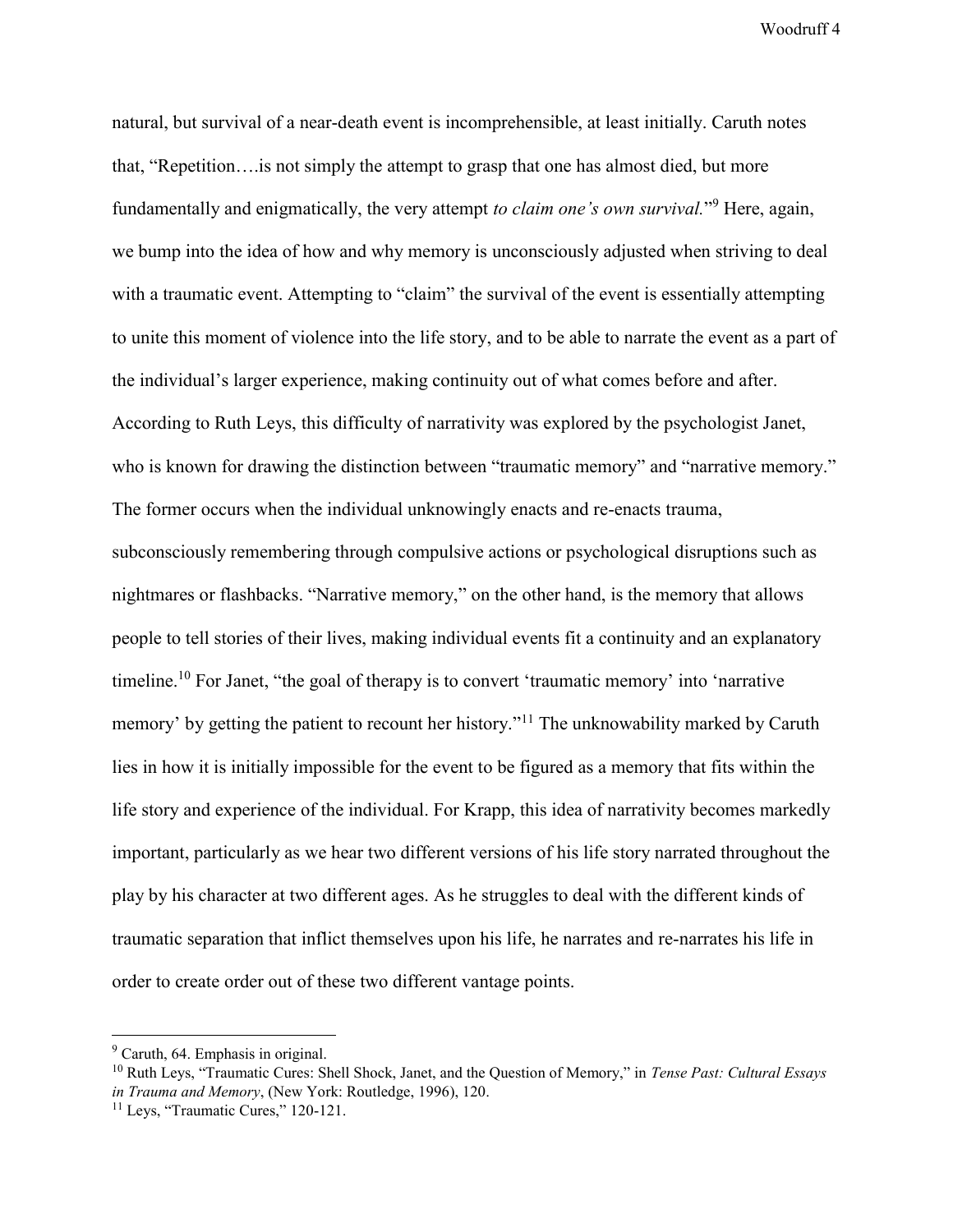natural, but survival of a near-death event is incomprehensible, at least initially. Caruth notes that, "Repetition….is not simply the attempt to grasp that one has almost died, but more fundamentally and enigmatically, the very attempt *to claim one's own survival.*"[9] Here, again, we bump into the idea of how and why memory is unconsciously adjusted when striving to deal with a traumatic event. Attempting to "claim" the survival of the event is essentially attempting to unite this moment of violence into the life story, and to be able to narrate the event as a part of the individual's larger experience, making continuity out of what comes before and after. According to Ruth Leys, this difficulty of narrativity was explored by the psychologist Janet, who is known for drawing the distinction between "traumatic memory" and "narrative memory." The former occurs when the individual unknowingly enacts and re-enacts trauma, subconsciously remembering through compulsive actions or psychological disruptions such as nightmares or flashbacks. "Narrative memory," on the other hand, is the memory that allows people to tell stories of their lives, making individual events fit a continuity and an explanatory timeline.[10] For Janet, "the goal of therapy is to convert 'traumatic memory' into 'narrative memory' by getting the patient to recount her history."[11] The unknowability marked by Caruth lies in how it is initially impossible for the event to be figured as a memory that fits within the life story and experience of the individual. For Krapp, this idea of narrativity becomes markedly important, particularly as we hear two different versions of his life story narrated throughout the play by his character at two different ages. As he struggles to deal with the different kinds of traumatic separation that inflict themselves upon his life, he narrates and re-narrates his life in order to create order out of these two different vantage points.

---

[9] Caruth, 64. Emphasis in original.

[10] Ruth Leys, "Traumatic Cures: Shell Shock, Janet, and the Question of Memory," in *Tense Past: Cultural Essays in Trauma and Memory*, (New York: Routledge, 1996), 120.

[11] Leys, "Traumatic Cures," 120-121.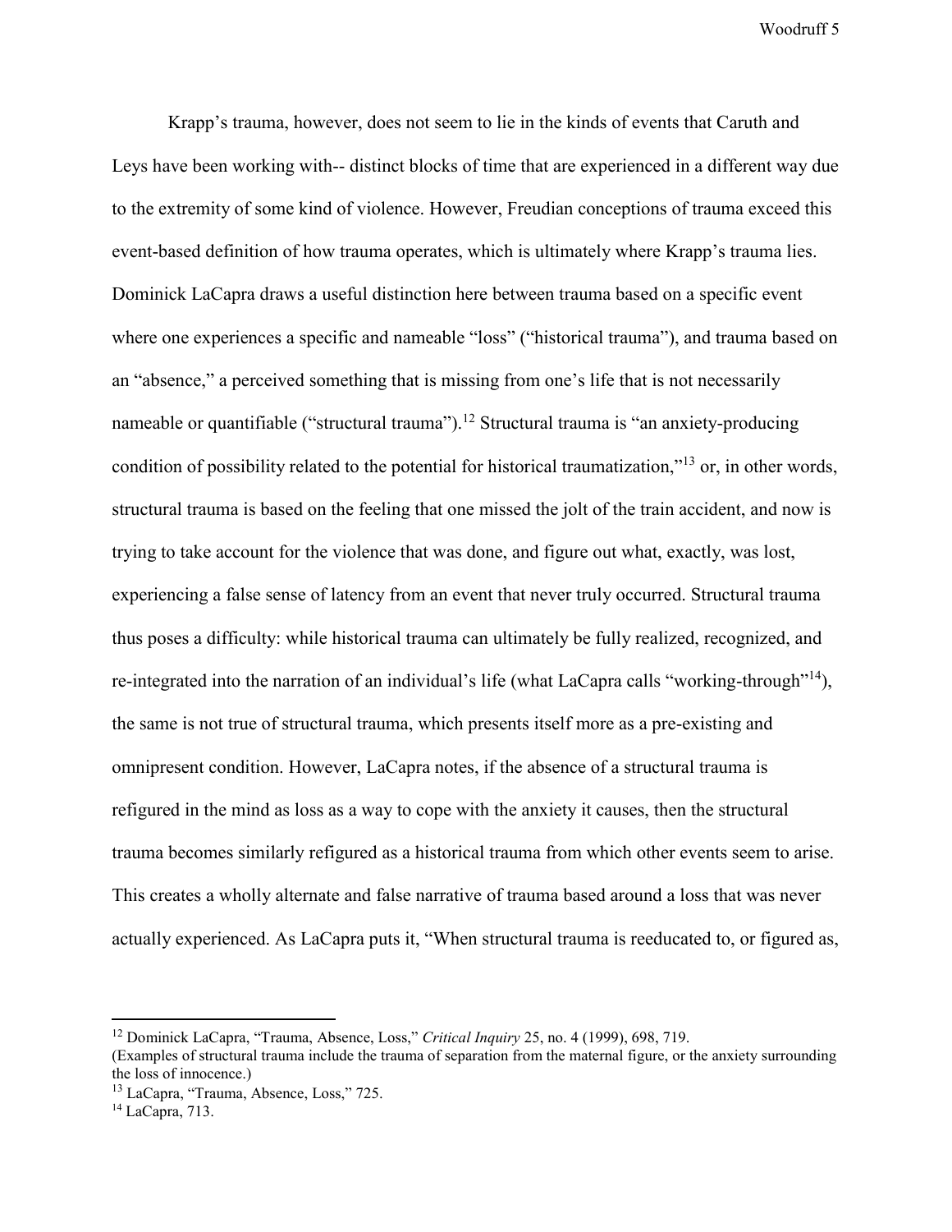Krapp's trauma, however, does not seem to lie in the kinds of events that Caruth and Leys have been working with-- distinct blocks of time that are experienced in a different way due to the extremity of some kind of violence. However, Freudian conceptions of trauma exceed this event-based definition of how trauma operates, which is ultimately where Krapp's trauma lies. Dominick LaCapra draws a useful distinction here between trauma based on a specific event where one experiences a specific and nameable "loss" ("historical trauma"), and trauma based on an "absence," a perceived something that is missing from one's life that is not necessarily nameable or quantifiable ("structural trauma").[12] Structural trauma is "an anxiety-producing condition of possibility related to the potential for historical traumatization,"[13] or, in other words, structural trauma is based on the feeling that one missed the jolt of the train accident, and now is trying to take account for the violence that was done, and figure out what, exactly, was lost, experiencing a false sense of latency from an event that never truly occurred. Structural trauma thus poses a difficulty: while historical trauma can ultimately be fully realized, recognized, and re-integrated into the narration of an individual's life (what LaCapra calls "working-through"[14]), the same is not true of structural trauma, which presents itself more as a pre-existing and omnipresent condition. However, LaCapra notes, if the absence of a structural trauma is refigured in the mind as loss as a way to cope with the anxiety it causes, then the structural trauma becomes similarly refigured as a historical trauma from which other events seem to arise. This creates a wholly alternate and false narrative of trauma based around a loss that was never actually experienced. As LaCapra puts it, "When structural trauma is reeducated to, or figured as,

---

[12] Dominick LaCapra, "Trauma, Absence, Loss," *Critical Inquiry* 25, no. 4 (1999), 698, 719.
(Examples of structural trauma include the trauma of separation from the maternal figure, or the anxiety surrounding the loss of innocence.)

[13] LaCapra, "Trauma, Absence, Loss," 725.

[14] LaCapra, 713.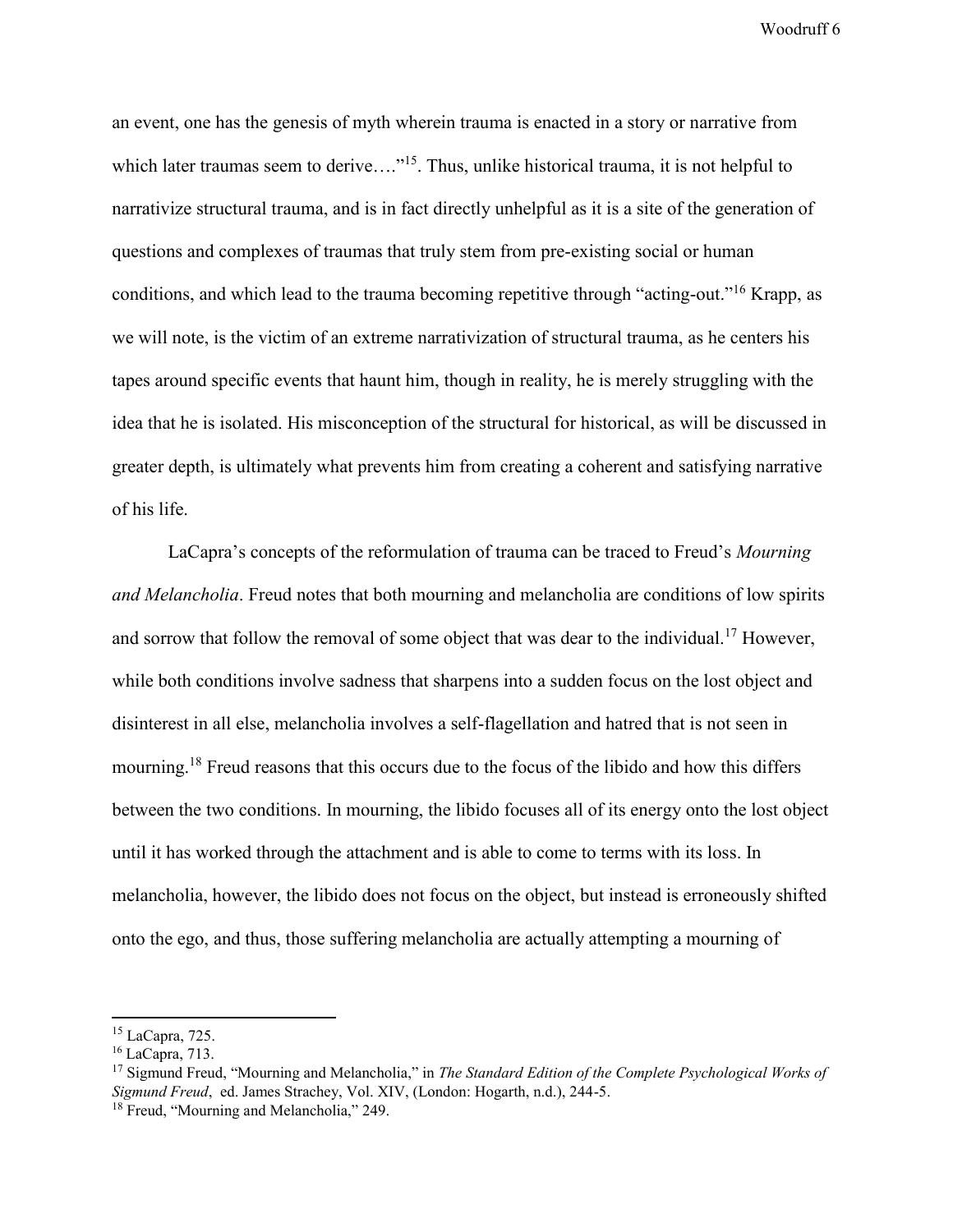an event, one has the genesis of myth wherein trauma is enacted in a story or narrative from which later traumas seem to derive…."[15]. Thus, unlike historical trauma, it is not helpful to narrativize structural trauma, and is in fact directly unhelpful as it is a site of the generation of questions and complexes of traumas that truly stem from pre-existing social or human conditions, and which lead to the trauma becoming repetitive through "acting-out."[16] Krapp, as we will note, is the victim of an extreme narrativization of structural trauma, as he centers his tapes around specific events that haunt him, though in reality, he is merely struggling with the idea that he is isolated. His misconception of the structural for historical, as will be discussed in greater depth, is ultimately what prevents him from creating a coherent and satisfying narrative of his life.

LaCapra's concepts of the reformulation of trauma can be traced to Freud's *Mourning and Melancholia*. Freud notes that both mourning and melancholia are conditions of low spirits and sorrow that follow the removal of some object that was dear to the individual.[17] However, while both conditions involve sadness that sharpens into a sudden focus on the lost object and disinterest in all else, melancholia involves a self-flagellation and hatred that is not seen in mourning.[18] Freud reasons that this occurs due to the focus of the libido and how this differs between the two conditions. In mourning, the libido focuses all of its energy onto the lost object until it has worked through the attachment and is able to come to terms with its loss. In melancholia, however, the libido does not focus on the object, but instead is erroneously shifted onto the ego, and thus, those suffering melancholia are actually attempting a mourning of

---

[15] LaCapra, 725.

[16] LaCapra, 713.

[17] Sigmund Freud, "Mourning and Melancholia," in *The Standard Edition of the Complete Psychological Works of Sigmund Freud*, ed. James Strachey, Vol. XIV, (London: Hogarth, n.d.), 244-5.

[18] Freud, "Mourning and Melancholia," 249.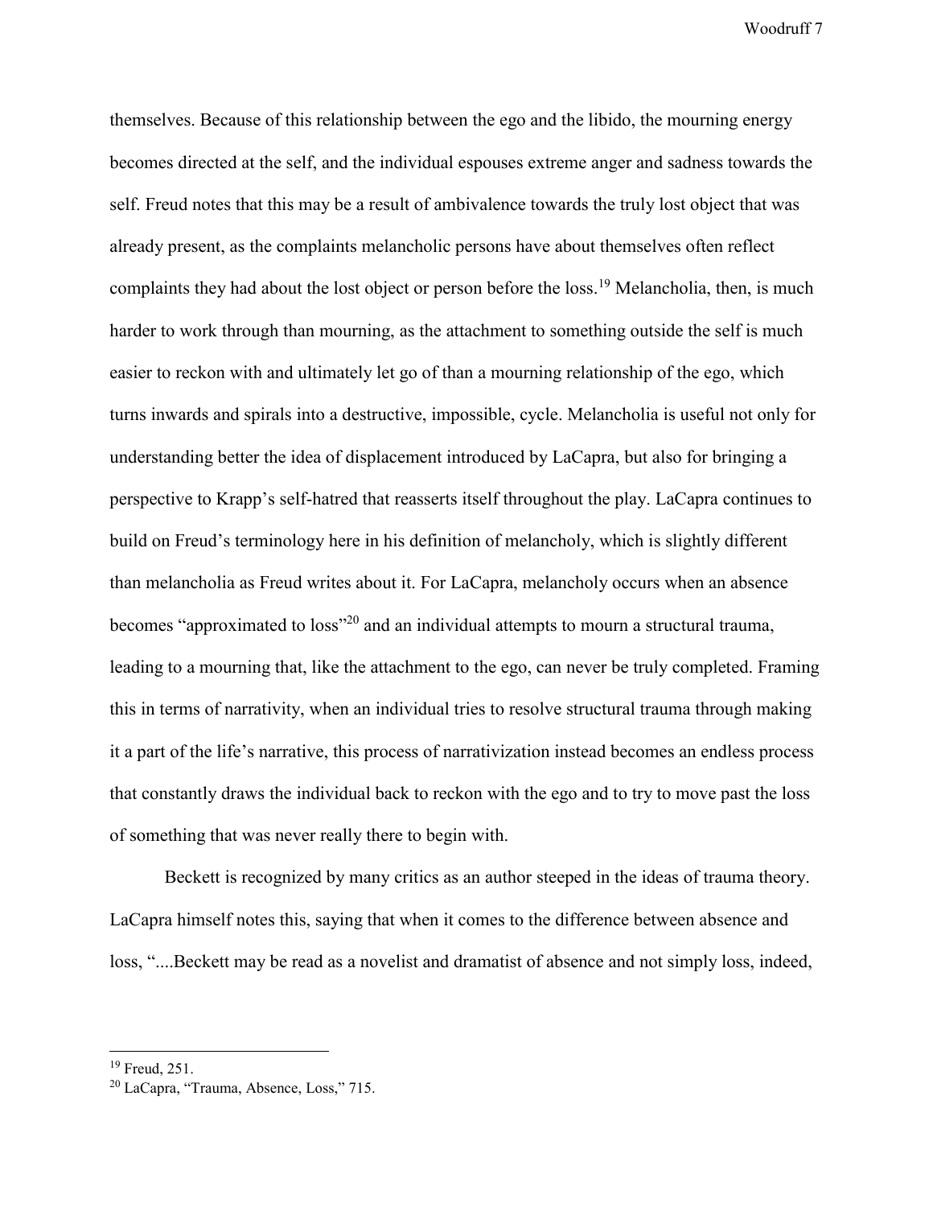themselves. Because of this relationship between the ego and the libido, the mourning energy becomes directed at the self, and the individual espouses extreme anger and sadness towards the self. Freud notes that this may be a result of ambivalence towards the truly lost object that was already present, as the complaints melancholic persons have about themselves often reflect complaints they had about the lost object or person before the loss.[19] Melancholia, then, is much harder to work through than mourning, as the attachment to something outside the self is much easier to reckon with and ultimately let go of than a mourning relationship of the ego, which turns inwards and spirals into a destructive, impossible, cycle. Melancholia is useful not only for understanding better the idea of displacement introduced by LaCapra, but also for bringing a perspective to Krapp's self-hatred that reasserts itself throughout the play. LaCapra continues to build on Freud's terminology here in his definition of melancholy, which is slightly different than melancholia as Freud writes about it. For LaCapra, melancholy occurs when an absence becomes "approximated to loss"[20] and an individual attempts to mourn a structural trauma, leading to a mourning that, like the attachment to the ego, can never be truly completed. Framing this in terms of narrativity, when an individual tries to resolve structural trauma through making it a part of the life's narrative, this process of narrativization instead becomes an endless process that constantly draws the individual back to reckon with the ego and to try to move past the loss of something that was never really there to begin with.

Beckett is recognized by many critics as an author steeped in the ideas of trauma theory. LaCapra himself notes this, saying that when it comes to the difference between absence and loss, "....Beckett may be read as a novelist and dramatist of absence and not simply loss, indeed,

---

[19] Freud, 251.

[20] LaCapra, "Trauma, Absence, Loss," 715.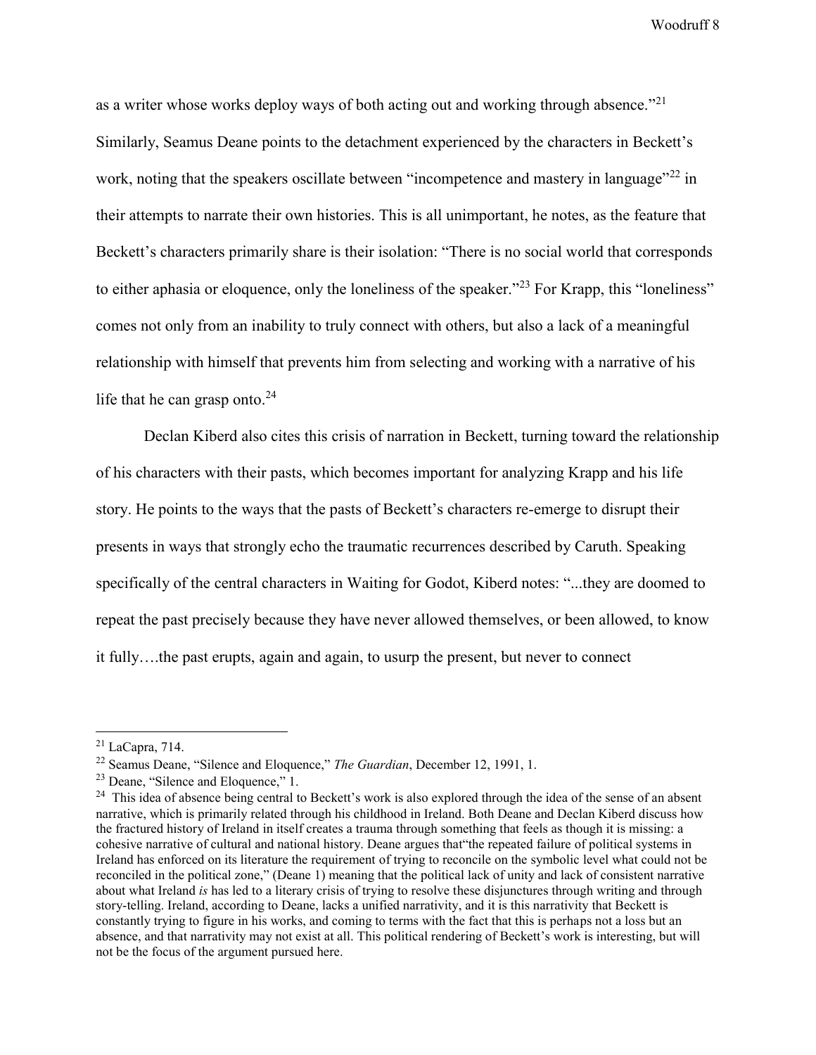as a writer whose works deploy ways of both acting out and working through absence."[21] Similarly, Seamus Deane points to the detachment experienced by the characters in Beckett's work, noting that the speakers oscillate between "incompetence and mastery in language"[22] in their attempts to narrate their own histories. This is all unimportant, he notes, as the feature that Beckett's characters primarily share is their isolation: "There is no social world that corresponds to either aphasia or eloquence, only the loneliness of the speaker."[23] For Krapp, this "loneliness" comes not only from an inability to truly connect with others, but also a lack of a meaningful relationship with himself that prevents him from selecting and working with a narrative of his life that he can grasp onto.[24]

Declan Kiberd also cites this crisis of narration in Beckett, turning toward the relationship of his characters with their pasts, which becomes important for analyzing Krapp and his life story. He points to the ways that the pasts of Beckett's characters re-emerge to disrupt their presents in ways that strongly echo the traumatic recurrences described by Caruth. Speaking specifically of the central characters in Waiting for Godot, Kiberd notes: "...they are doomed to repeat the past precisely because they have never allowed themselves, or been allowed, to know it fully….the past erupts, again and again, to usurp the present, but never to connect

---

[21] LaCapra, 714.

[22] Seamus Deane, "Silence and Eloquence," *The Guardian*, December 12, 1991, 1.

[23] Deane, "Silence and Eloquence," 1.

[24] This idea of absence being central to Beckett's work is also explored through the idea of the sense of an absent narrative, which is primarily related through his childhood in Ireland. Both Deane and Declan Kiberd discuss how the fractured history of Ireland in itself creates a trauma through something that feels as though it is missing: a cohesive narrative of cultural and national history. Deane argues that"the repeated failure of political systems in Ireland has enforced on its literature the requirement of trying to reconcile on the symbolic level what could not be reconciled in the political zone," (Deane 1) meaning that the political lack of unity and lack of consistent narrative about what Ireland *is* has led to a literary crisis of trying to resolve these disjunctures through writing and through story-telling. Ireland, according to Deane, lacks a unified narrativity, and it is this narrativity that Beckett is constantly trying to figure in his works, and coming to terms with the fact that this is perhaps not a loss but an absence, and that narrativity may not exist at all. This political rendering of Beckett's work is interesting, but will not be the focus of the argument pursued here.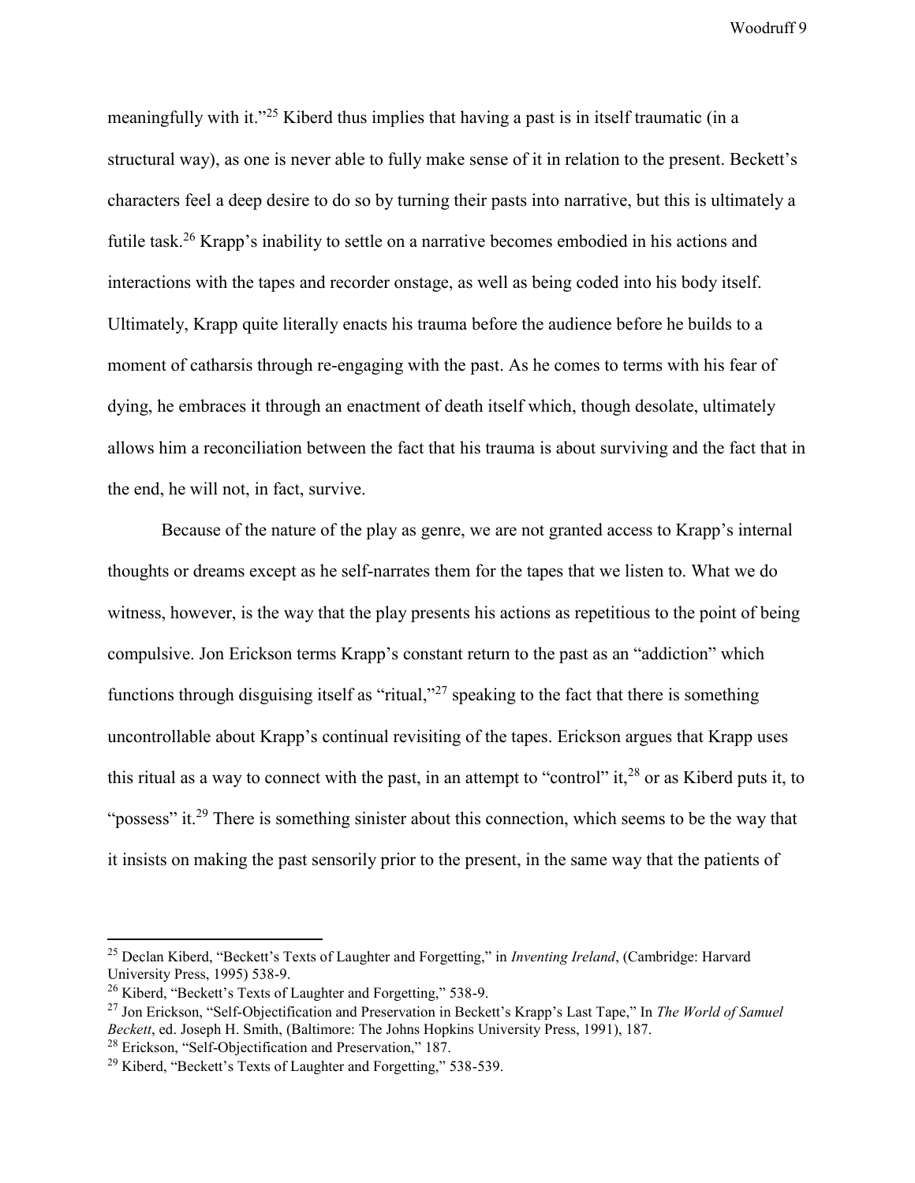meaningfully with it."[25] Kiberd thus implies that having a past is in itself traumatic (in a structural way), as one is never able to fully make sense of it in relation to the present. Beckett's characters feel a deep desire to do so by turning their pasts into narrative, but this is ultimately a futile task.[26] Krapp's inability to settle on a narrative becomes embodied in his actions and interactions with the tapes and recorder onstage, as well as being coded into his body itself. Ultimately, Krapp quite literally enacts his trauma before the audience before he builds to a moment of catharsis through re-engaging with the past. As he comes to terms with his fear of dying, he embraces it through an enactment of death itself which, though desolate, ultimately allows him a reconciliation between the fact that his trauma is about surviving and the fact that in the end, he will not, in fact, survive.

Because of the nature of the play as genre, we are not granted access to Krapp's internal thoughts or dreams except as he self-narrates them for the tapes that we listen to. What we do witness, however, is the way that the play presents his actions as repetitious to the point of being compulsive. Jon Erickson terms Krapp's constant return to the past as an "addiction" which functions through disguising itself as "ritual,"[27] speaking to the fact that there is something uncontrollable about Krapp's continual revisiting of the tapes. Erickson argues that Krapp uses this ritual as a way to connect with the past, in an attempt to "control" it,[28] or as Kiberd puts it, to "possess" it.[29] There is something sinister about this connection, which seems to be the way that it insists on making the past sensorily prior to the present, in the same way that the patients of

---

[25] Declan Kiberd, "Beckett's Texts of Laughter and Forgetting," in *Inventing Ireland*, (Cambridge: Harvard University Press, 1995) 538-9.

[26] Kiberd, "Beckett's Texts of Laughter and Forgetting," 538-9.

[27] Jon Erickson, "Self-Objectification and Preservation in Beckett's Krapp's Last Tape," In *The World of Samuel Beckett*, ed. Joseph H. Smith, (Baltimore: The Johns Hopkins University Press, 1991), 187.

[28] Erickson, "Self-Objectification and Preservation," 187.

[29] Kiberd, "Beckett's Texts of Laughter and Forgetting," 538-539.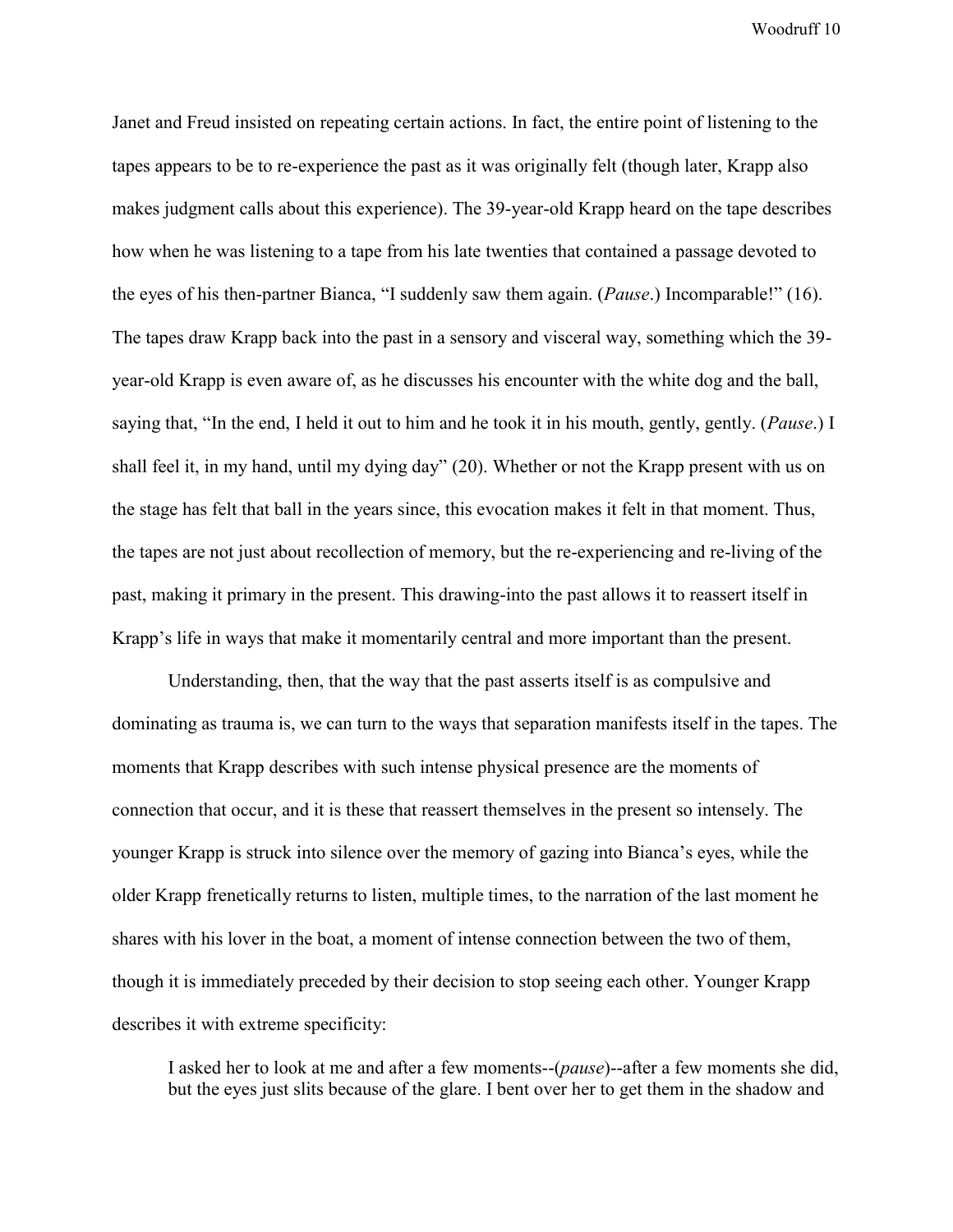Janet and Freud insisted on repeating certain actions. In fact, the entire point of listening to the tapes appears to be to re-experience the past as it was originally felt (though later, Krapp also makes judgment calls about this experience). The 39-year-old Krapp heard on the tape describes how when he was listening to a tape from his late twenties that contained a passage devoted to the eyes of his then-partner Bianca, "I suddenly saw them again. (*Pause*.) Incomparable!" (16). The tapes draw Krapp back into the past in a sensory and visceral way, something which the 39-year-old Krapp is even aware of, as he discusses his encounter with the white dog and the ball, saying that, "In the end, I held it out to him and he took it in his mouth, gently, gently. (*Pause*.) I shall feel it, in my hand, until my dying day" (20). Whether or not the Krapp present with us on the stage has felt that ball in the years since, this evocation makes it felt in that moment. Thus, the tapes are not just about recollection of memory, but the re-experiencing and re-living of the past, making it primary in the present. This drawing-into the past allows it to reassert itself in Krapp's life in ways that make it momentarily central and more important than the present.

Understanding, then, that the way that the past asserts itself is as compulsive and dominating as trauma is, we can turn to the ways that separation manifests itself in the tapes. The moments that Krapp describes with such intense physical presence are the moments of connection that occur, and it is these that reassert themselves in the present so intensely. The younger Krapp is struck into silence over the memory of gazing into Bianca's eyes, while the older Krapp frenetically returns to listen, multiple times, to the narration of the last moment he shares with his lover in the boat, a moment of intense connection between the two of them, though it is immediately preceded by their decision to stop seeing each other. Younger Krapp describes it with extreme specificity:

> I asked her to look at me and after a few moments--(*pause*)--after a few moments she did, but the eyes just slits because of the glare. I bent over her to get them in the shadow and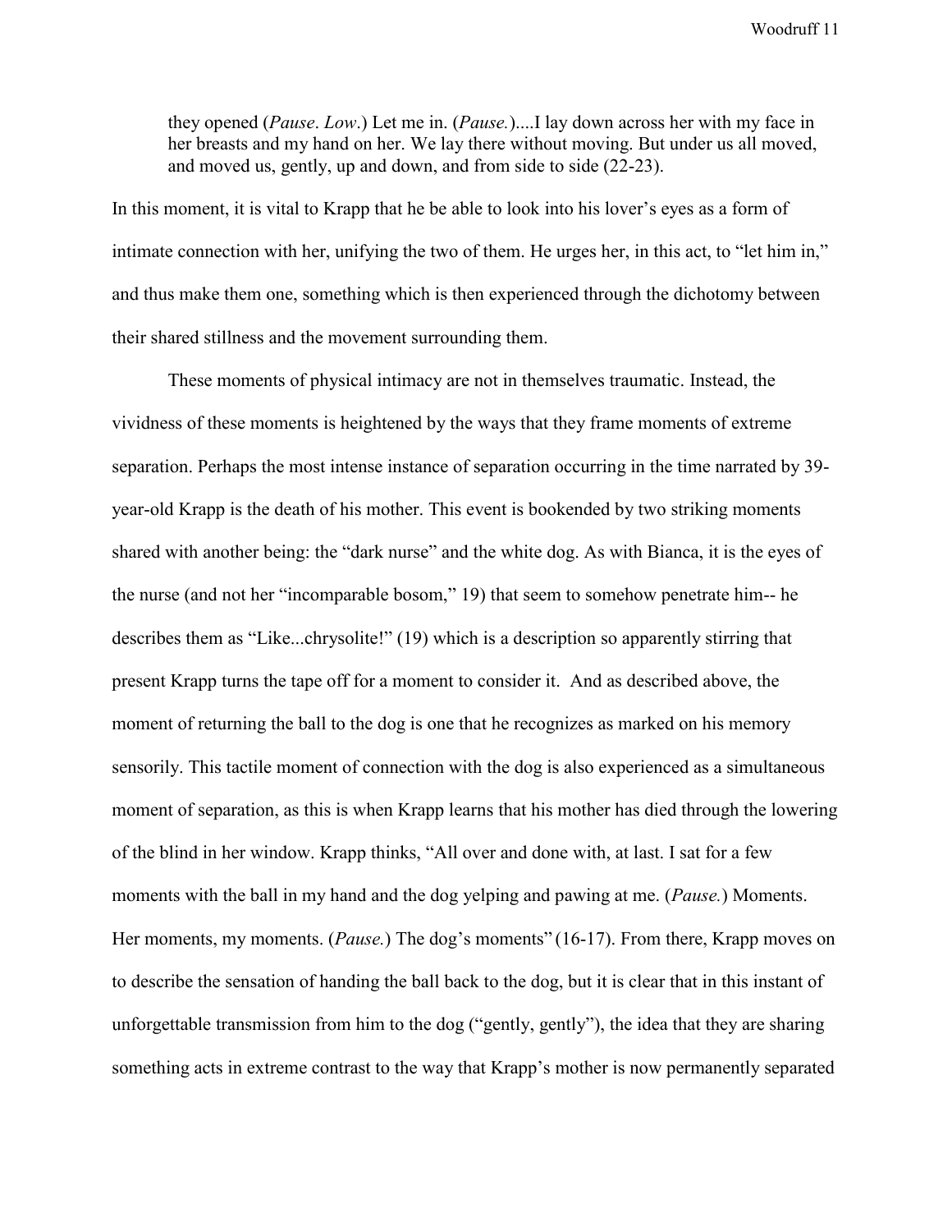> they opened (*Pause*. *Low*.) Let me in. (*Pause.*)....I lay down across her with my face in her breasts and my hand on her. We lay there without moving. But under us all moved, and moved us, gently, up and down, and from side to side (22-23).

In this moment, it is vital to Krapp that he be able to look into his lover's eyes as a form of intimate connection with her, unifying the two of them. He urges her, in this act, to "let him in," and thus make them one, something which is then experienced through the dichotomy between their shared stillness and the movement surrounding them.

These moments of physical intimacy are not in themselves traumatic. Instead, the vividness of these moments is heightened by the ways that they frame moments of extreme separation. Perhaps the most intense instance of separation occurring in the time narrated by 39-year-old Krapp is the death of his mother. This event is bookended by two striking moments shared with another being: the "dark nurse" and the white dog. As with Bianca, it is the eyes of the nurse (and not her "incomparable bosom," 19) that seem to somehow penetrate him-- he describes them as "Like...chrysolite!" (19) which is a description so apparently stirring that present Krapp turns the tape off for a moment to consider it. And as described above, the moment of returning the ball to the dog is one that he recognizes as marked on his memory sensorily. This tactile moment of connection with the dog is also experienced as a simultaneous moment of separation, as this is when Krapp learns that his mother has died through the lowering of the blind in her window. Krapp thinks, "All over and done with, at last. I sat for a few moments with the ball in my hand and the dog yelping and pawing at me. (*Pause.*) Moments. Her moments, my moments. (*Pause.*) The dog's moments" (16-17). From there, Krapp moves on to describe the sensation of handing the ball back to the dog, but it is clear that in this instant of unforgettable transmission from him to the dog ("gently, gently"), the idea that they are sharing something acts in extreme contrast to the way that Krapp's mother is now permanently separated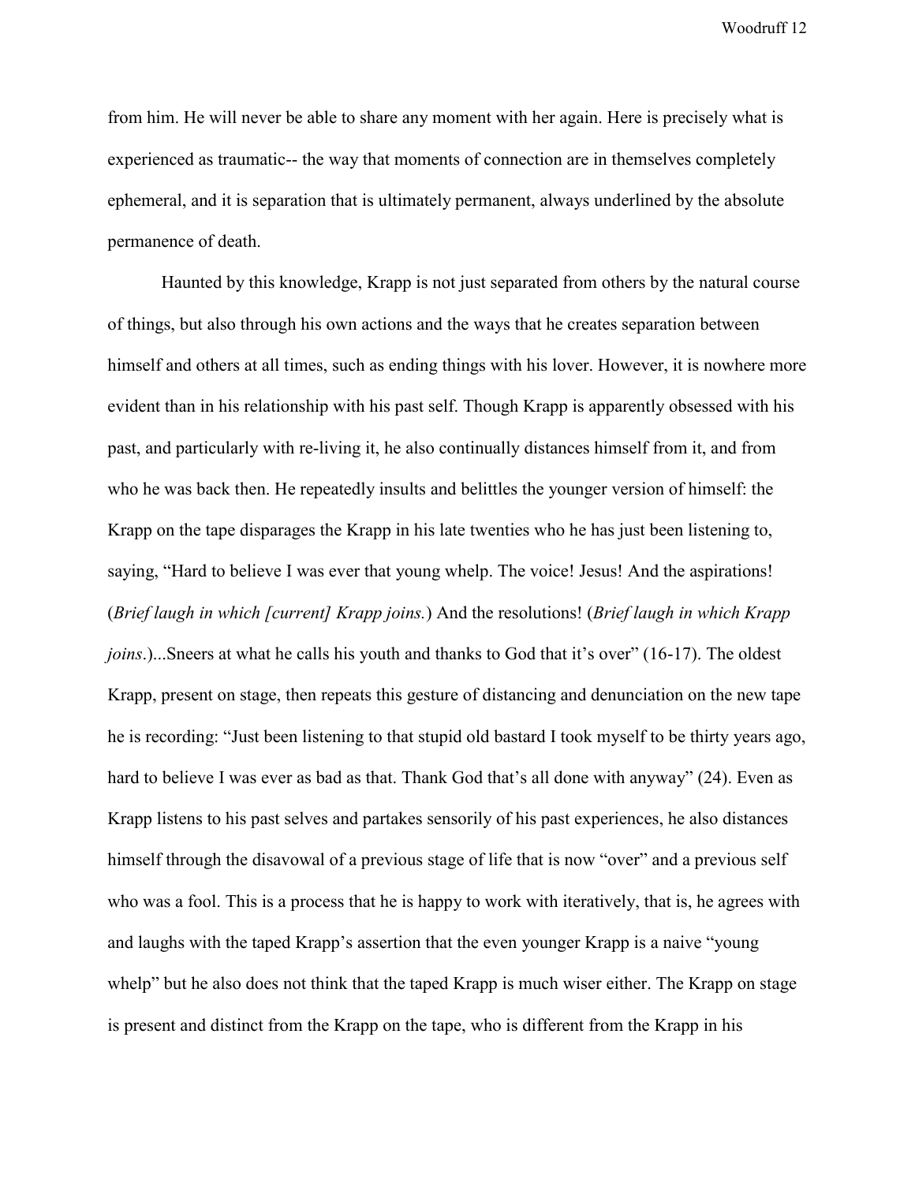from him. He will never be able to share any moment with her again. Here is precisely what is experienced as traumatic-- the way that moments of connection are in themselves completely ephemeral, and it is separation that is ultimately permanent, always underlined by the absolute permanence of death.

Haunted by this knowledge, Krapp is not just separated from others by the natural course of things, but also through his own actions and the ways that he creates separation between himself and others at all times, such as ending things with his lover. However, it is nowhere more evident than in his relationship with his past self. Though Krapp is apparently obsessed with his past, and particularly with re-living it, he also continually distances himself from it, and from who he was back then. He repeatedly insults and belittles the younger version of himself: the Krapp on the tape disparages the Krapp in his late twenties who he has just been listening to, saying, "Hard to believe I was ever that young whelp. The voice! Jesus! And the aspirations! (*Brief laugh in which [current] Krapp joins.*) And the resolutions! (*Brief laugh in which Krapp joins*.)...Sneers at what he calls his youth and thanks to God that it's over" (16-17). The oldest Krapp, present on stage, then repeats this gesture of distancing and denunciation on the new tape he is recording: "Just been listening to that stupid old bastard I took myself to be thirty years ago, hard to believe I was ever as bad as that. Thank God that's all done with anyway" (24). Even as Krapp listens to his past selves and partakes sensorily of his past experiences, he also distances himself through the disavowal of a previous stage of life that is now "over" and a previous self who was a fool. This is a process that he is happy to work with iteratively, that is, he agrees with and laughs with the taped Krapp's assertion that the even younger Krapp is a naive "young whelp" but he also does not think that the taped Krapp is much wiser either. The Krapp on stage is present and distinct from the Krapp on the tape, who is different from the Krapp in his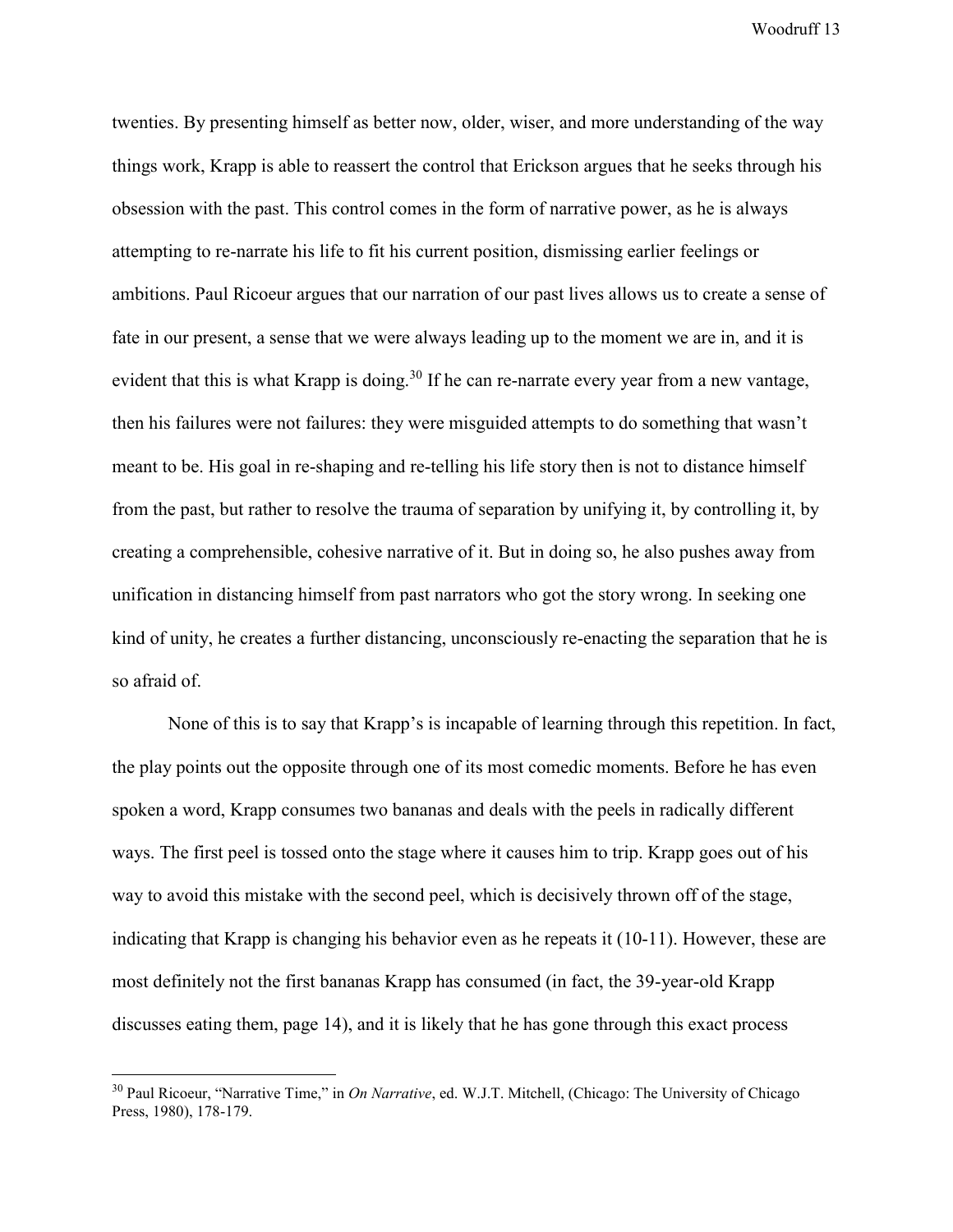twenties. By presenting himself as better now, older, wiser, and more understanding of the way things work, Krapp is able to reassert the control that Erickson argues that he seeks through his obsession with the past. This control comes in the form of narrative power, as he is always attempting to re-narrate his life to fit his current position, dismissing earlier feelings or ambitions. Paul Ricoeur argues that our narration of our past lives allows us to create a sense of fate in our present, a sense that we were always leading up to the moment we are in, and it is evident that this is what Krapp is doing.[30] If he can re-narrate every year from a new vantage, then his failures were not failures: they were misguided attempts to do something that wasn't meant to be. His goal in re-shaping and re-telling his life story then is not to distance himself from the past, but rather to resolve the trauma of separation by unifying it, by controlling it, by creating a comprehensible, cohesive narrative of it. But in doing so, he also pushes away from unification in distancing himself from past narrators who got the story wrong. In seeking one kind of unity, he creates a further distancing, unconsciously re-enacting the separation that he is so afraid of.

None of this is to say that Krapp's is incapable of learning through this repetition. In fact, the play points out the opposite through one of its most comedic moments. Before he has even spoken a word, Krapp consumes two bananas and deals with the peels in radically different ways. The first peel is tossed onto the stage where it causes him to trip. Krapp goes out of his way to avoid this mistake with the second peel, which is decisively thrown off of the stage, indicating that Krapp is changing his behavior even as he repeats it (10-11). However, these are most definitely not the first bananas Krapp has consumed (in fact, the 39-year-old Krapp discusses eating them, page 14), and it is likely that he has gone through this exact process

---

[30] Paul Ricoeur, "Narrative Time," in *On Narrative*, ed. W.J.T. Mitchell, (Chicago: The University of Chicago Press, 1980), 178-179.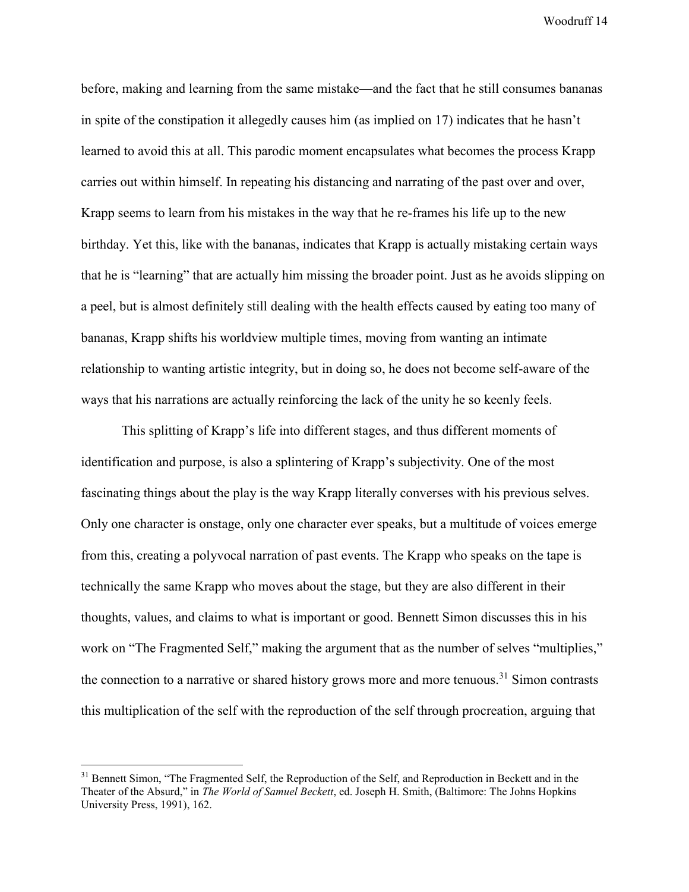before, making and learning from the same mistake—and the fact that he still consumes bananas in spite of the constipation it allegedly causes him (as implied on 17) indicates that he hasn't learned to avoid this at all. This parodic moment encapsulates what becomes the process Krapp carries out within himself. In repeating his distancing and narrating of the past over and over, Krapp seems to learn from his mistakes in the way that he re-frames his life up to the new birthday. Yet this, like with the bananas, indicates that Krapp is actually mistaking certain ways that he is "learning" that are actually him missing the broader point. Just as he avoids slipping on a peel, but is almost definitely still dealing with the health effects caused by eating too many of bananas, Krapp shifts his worldview multiple times, moving from wanting an intimate relationship to wanting artistic integrity, but in doing so, he does not become self-aware of the ways that his narrations are actually reinforcing the lack of the unity he so keenly feels.

This splitting of Krapp's life into different stages, and thus different moments of identification and purpose, is also a splintering of Krapp's subjectivity. One of the most fascinating things about the play is the way Krapp literally converses with his previous selves. Only one character is onstage, only one character ever speaks, but a multitude of voices emerge from this, creating a polyvocal narration of past events. The Krapp who speaks on the tape is technically the same Krapp who moves about the stage, but they are also different in their thoughts, values, and claims to what is important or good. Bennett Simon discusses this in his work on "The Fragmented Self," making the argument that as the number of selves "multiplies," the connection to a narrative or shared history grows more and more tenuous.[31] Simon contrasts this multiplication of the self with the reproduction of the self through procreation, arguing that

---

[31] Bennett Simon, "The Fragmented Self, the Reproduction of the Self, and Reproduction in Beckett and in the Theater of the Absurd," in *The World of Samuel Beckett*, ed. Joseph H. Smith, (Baltimore: The Johns Hopkins University Press, 1991), 162.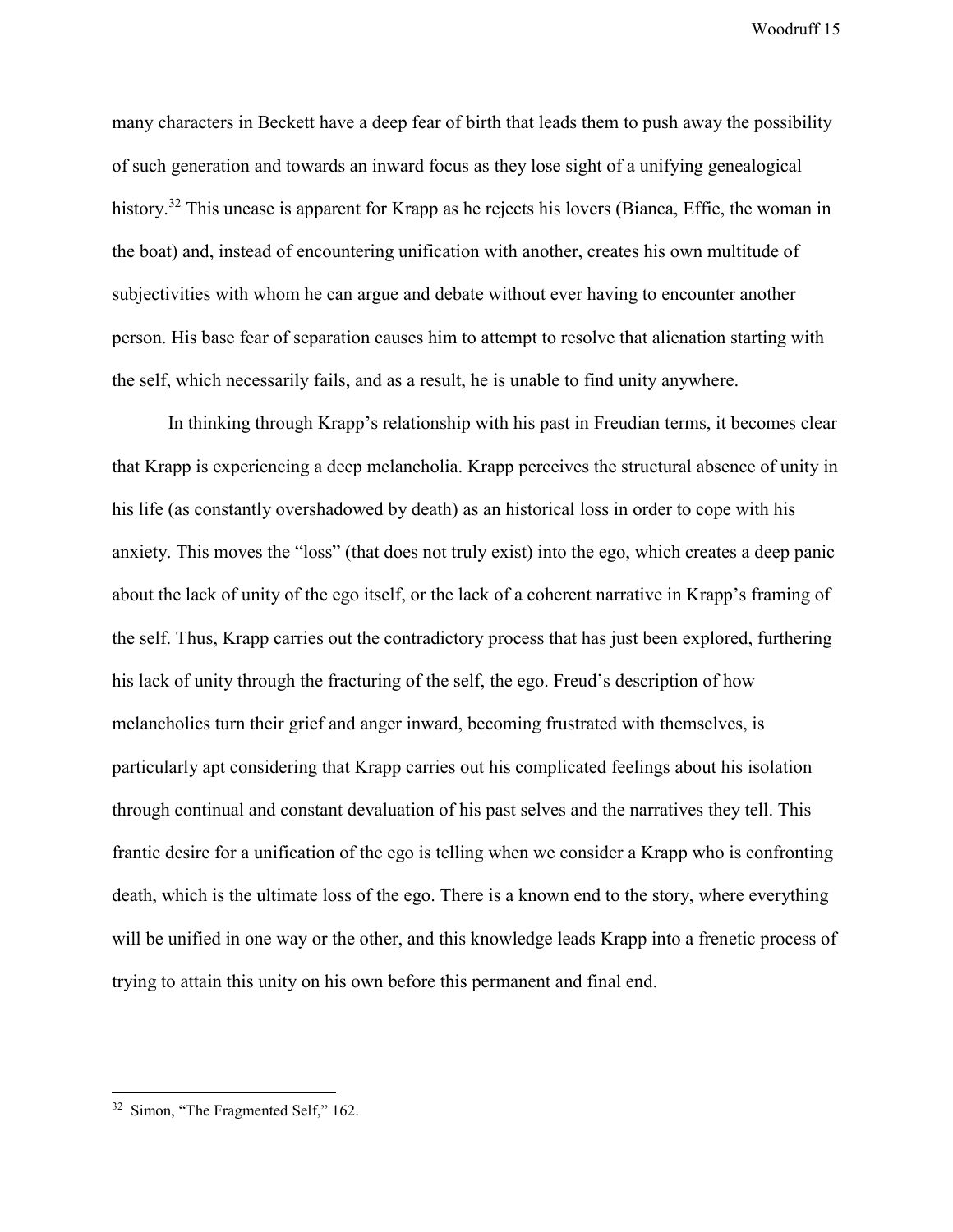many characters in Beckett have a deep fear of birth that leads them to push away the possibility of such generation and towards an inward focus as they lose sight of a unifying genealogical history.[32] This unease is apparent for Krapp as he rejects his lovers (Bianca, Effie, the woman in the boat) and, instead of encountering unification with another, creates his own multitude of subjectivities with whom he can argue and debate without ever having to encounter another person. His base fear of separation causes him to attempt to resolve that alienation starting with the self, which necessarily fails, and as a result, he is unable to find unity anywhere.

In thinking through Krapp's relationship with his past in Freudian terms, it becomes clear that Krapp is experiencing a deep melancholia. Krapp perceives the structural absence of unity in his life (as constantly overshadowed by death) as an historical loss in order to cope with his anxiety. This moves the "loss" (that does not truly exist) into the ego, which creates a deep panic about the lack of unity of the ego itself, or the lack of a coherent narrative in Krapp's framing of the self. Thus, Krapp carries out the contradictory process that has just been explored, furthering his lack of unity through the fracturing of the self, the ego. Freud's description of how melancholics turn their grief and anger inward, becoming frustrated with themselves, is particularly apt considering that Krapp carries out his complicated feelings about his isolation through continual and constant devaluation of his past selves and the narratives they tell. This frantic desire for a unification of the ego is telling when we consider a Krapp who is confronting death, which is the ultimate loss of the ego. There is a known end to the story, where everything will be unified in one way or the other, and this knowledge leads Krapp into a frenetic process of trying to attain this unity on his own before this permanent and final end.

---

[32] Simon, "The Fragmented Self," 162.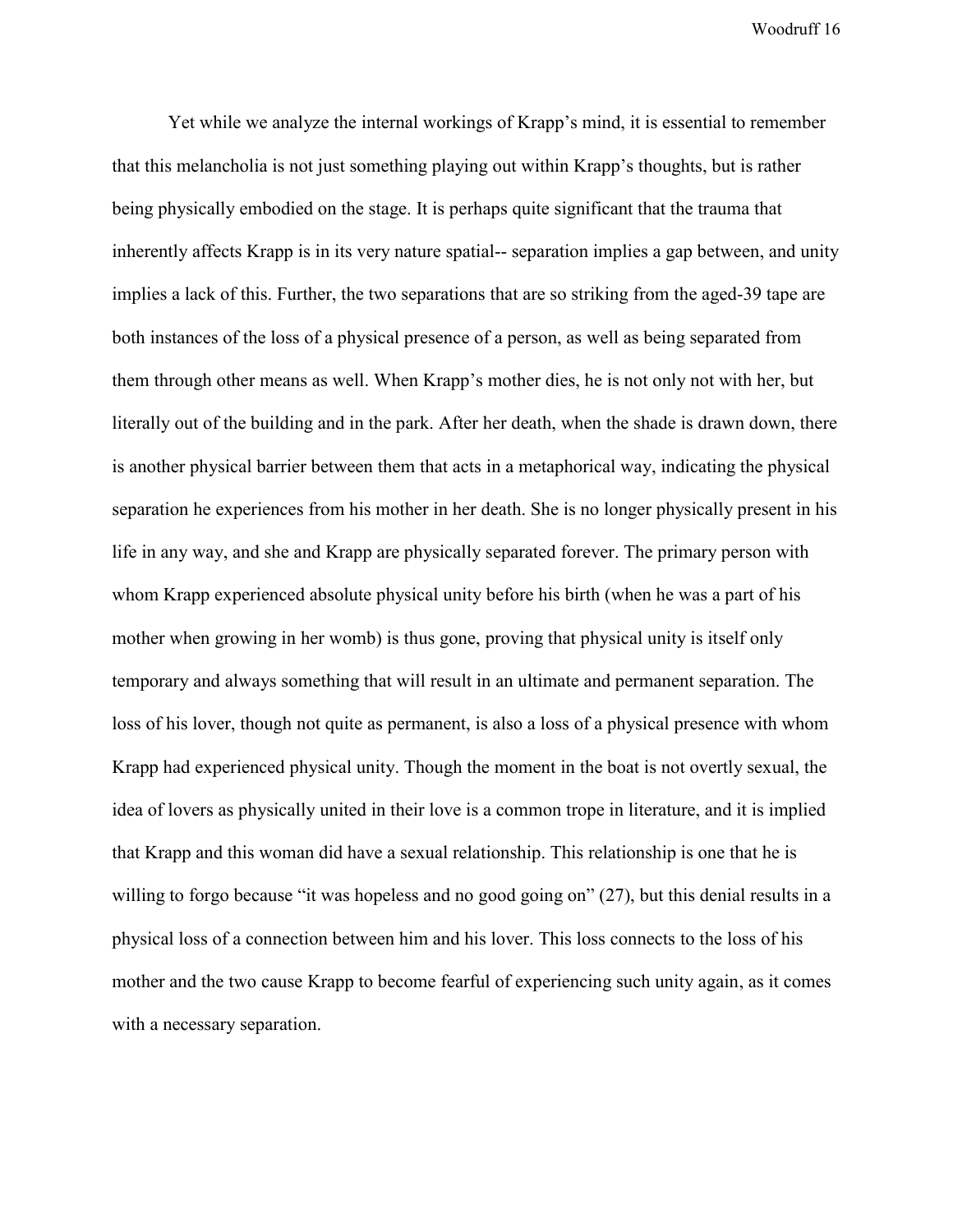Yet while we analyze the internal workings of Krapp's mind, it is essential to remember that this melancholia is not just something playing out within Krapp's thoughts, but is rather being physically embodied on the stage. It is perhaps quite significant that the trauma that inherently affects Krapp is in its very nature spatial-- separation implies a gap between, and unity implies a lack of this. Further, the two separations that are so striking from the aged-39 tape are both instances of the loss of a physical presence of a person, as well as being separated from them through other means as well. When Krapp's mother dies, he is not only not with her, but literally out of the building and in the park. After her death, when the shade is drawn down, there is another physical barrier between them that acts in a metaphorical way, indicating the physical separation he experiences from his mother in her death. She is no longer physically present in his life in any way, and she and Krapp are physically separated forever. The primary person with whom Krapp experienced absolute physical unity before his birth (when he was a part of his mother when growing in her womb) is thus gone, proving that physical unity is itself only temporary and always something that will result in an ultimate and permanent separation. The loss of his lover, though not quite as permanent, is also a loss of a physical presence with whom Krapp had experienced physical unity. Though the moment in the boat is not overtly sexual, the idea of lovers as physically united in their love is a common trope in literature, and it is implied that Krapp and this woman did have a sexual relationship. This relationship is one that he is willing to forgo because "it was hopeless and no good going on" (27), but this denial results in a physical loss of a connection between him and his lover. This loss connects to the loss of his mother and the two cause Krapp to become fearful of experiencing such unity again, as it comes with a necessary separation.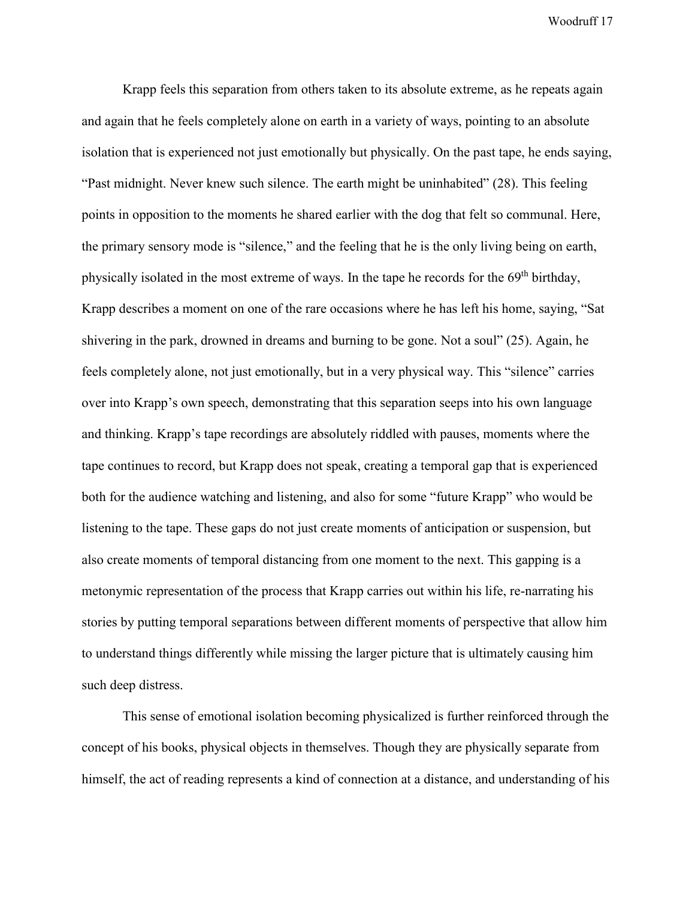Krapp feels this separation from others taken to its absolute extreme, as he repeats again and again that he feels completely alone on earth in a variety of ways, pointing to an absolute isolation that is experienced not just emotionally but physically. On the past tape, he ends saying, "Past midnight. Never knew such silence. The earth might be uninhabited" (28). This feeling points in opposition to the moments he shared earlier with the dog that felt so communal. Here, the primary sensory mode is "silence," and the feeling that he is the only living being on earth, physically isolated in the most extreme of ways. In the tape he records for the 69th birthday, Krapp describes a moment on one of the rare occasions where he has left his home, saying, "Sat shivering in the park, drowned in dreams and burning to be gone. Not a soul" (25). Again, he feels completely alone, not just emotionally, but in a very physical way. This "silence" carries over into Krapp's own speech, demonstrating that this separation seeps into his own language and thinking. Krapp's tape recordings are absolutely riddled with pauses, moments where the tape continues to record, but Krapp does not speak, creating a temporal gap that is experienced both for the audience watching and listening, and also for some "future Krapp" who would be listening to the tape. These gaps do not just create moments of anticipation or suspension, but also create moments of temporal distancing from one moment to the next. This gapping is a metonymic representation of the process that Krapp carries out within his life, re-narrating his stories by putting temporal separations between different moments of perspective that allow him to understand things differently while missing the larger picture that is ultimately causing him such deep distress.

This sense of emotional isolation becoming physicalized is further reinforced through the concept of his books, physical objects in themselves. Though they are physically separate from himself, the act of reading represents a kind of connection at a distance, and understanding of his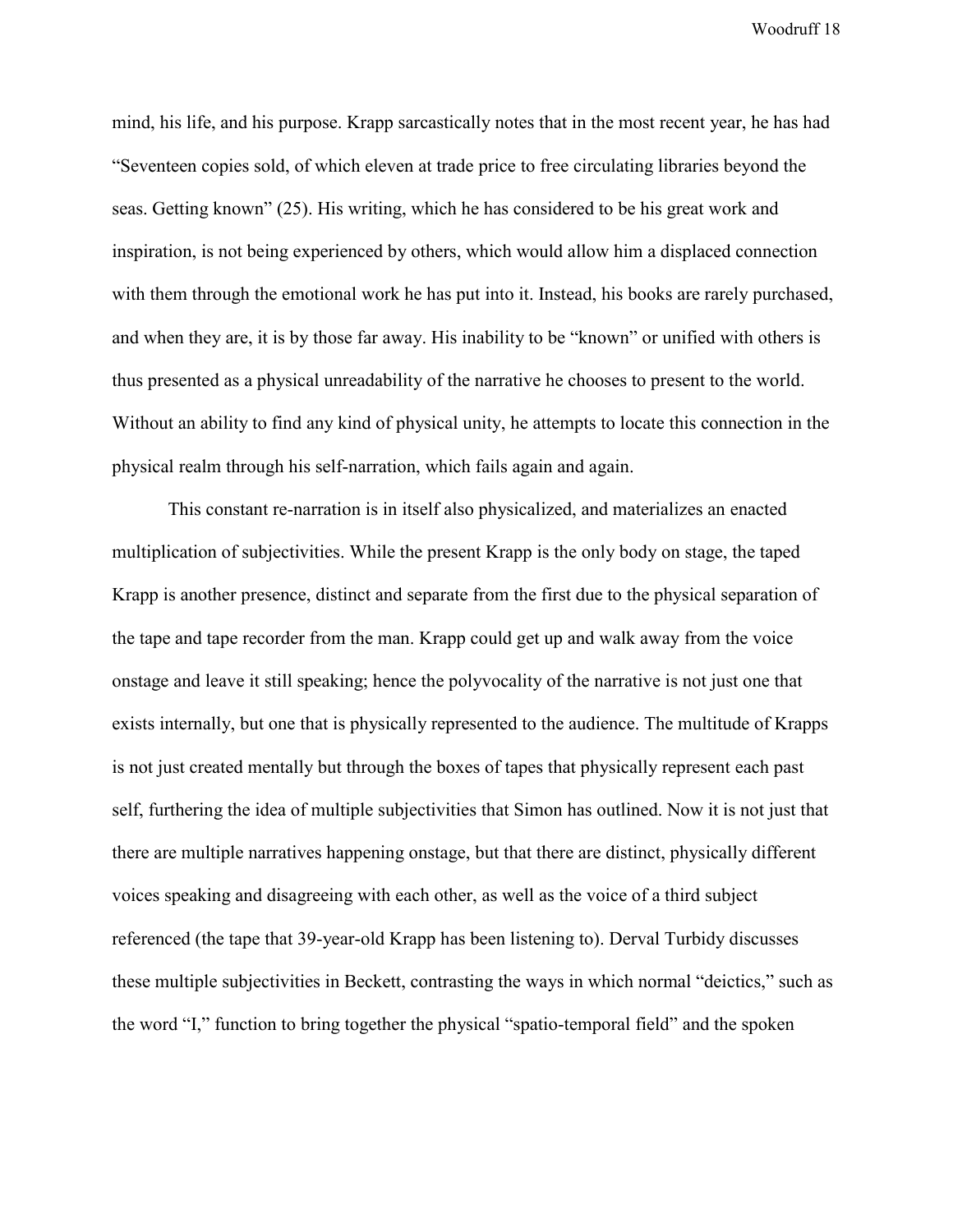mind, his life, and his purpose. Krapp sarcastically notes that in the most recent year, he has had "Seventeen copies sold, of which eleven at trade price to free circulating libraries beyond the seas. Getting known" (25). His writing, which he has considered to be his great work and inspiration, is not being experienced by others, which would allow him a displaced connection with them through the emotional work he has put into it. Instead, his books are rarely purchased, and when they are, it is by those far away. His inability to be "known" or unified with others is thus presented as a physical unreadability of the narrative he chooses to present to the world. Without an ability to find any kind of physical unity, he attempts to locate this connection in the physical realm through his self-narration, which fails again and again.

This constant re-narration is in itself also physicalized, and materializes an enacted multiplication of subjectivities. While the present Krapp is the only body on stage, the taped Krapp is another presence, distinct and separate from the first due to the physical separation of the tape and tape recorder from the man. Krapp could get up and walk away from the voice onstage and leave it still speaking; hence the polyvocality of the narrative is not just one that exists internally, but one that is physically represented to the audience. The multitude of Krapps is not just created mentally but through the boxes of tapes that physically represent each past self, furthering the idea of multiple subjectivities that Simon has outlined. Now it is not just that there are multiple narratives happening onstage, but that there are distinct, physically different voices speaking and disagreeing with each other, as well as the voice of a third subject referenced (the tape that 39-year-old Krapp has been listening to). Derval Turbidy discusses these multiple subjectivities in Beckett, contrasting the ways in which normal "deictics," such as the word "I," function to bring together the physical "spatio-temporal field" and the spoken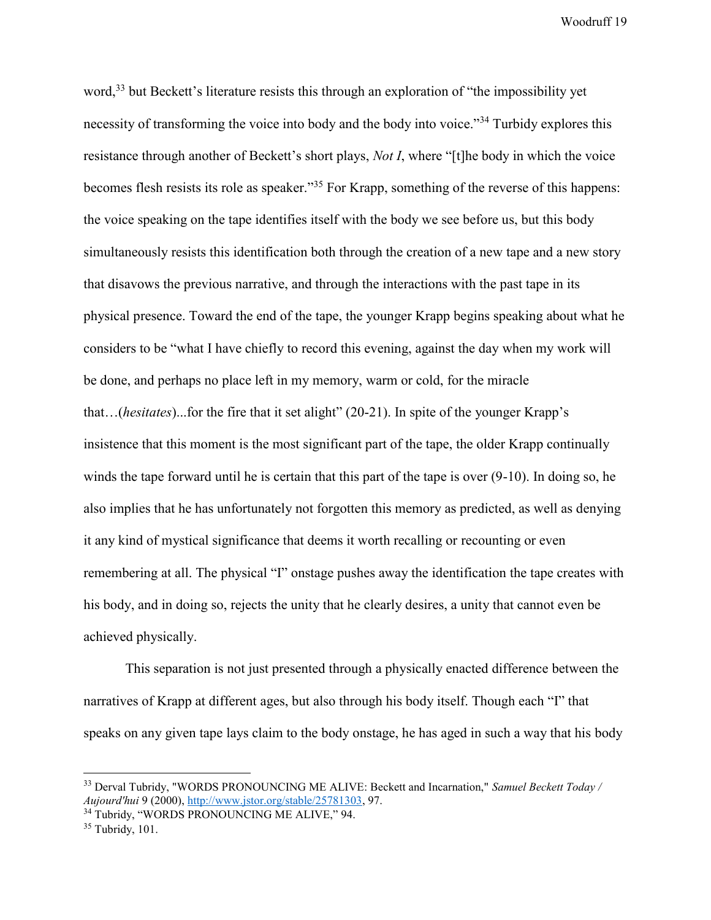word,[33] but Beckett's literature resists this through an exploration of "the impossibility yet necessity of transforming the voice into body and the body into voice."[34] Turbidy explores this resistance through another of Beckett's short plays, *Not I*, where "[t]he body in which the voice becomes flesh resists its role as speaker."[35] For Krapp, something of the reverse of this happens: the voice speaking on the tape identifies itself with the body we see before us, but this body simultaneously resists this identification both through the creation of a new tape and a new story that disavows the previous narrative, and through the interactions with the past tape in its physical presence. Toward the end of the tape, the younger Krapp begins speaking about what he considers to be "what I have chiefly to record this evening, against the day when my work will be done, and perhaps no place left in my memory, warm or cold, for the miracle that…(*hesitates*)...for the fire that it set alight" (20-21). In spite of the younger Krapp's insistence that this moment is the most significant part of the tape, the older Krapp continually winds the tape forward until he is certain that this part of the tape is over (9-10). In doing so, he also implies that he has unfortunately not forgotten this memory as predicted, as well as denying it any kind of mystical significance that deems it worth recalling or recounting or even remembering at all. The physical "I" onstage pushes away the identification the tape creates with his body, and in doing so, rejects the unity that he clearly desires, a unity that cannot even be achieved physically.

This separation is not just presented through a physically enacted difference between the narratives of Krapp at different ages, but also through his body itself. Though each "I" that speaks on any given tape lays claim to the body onstage, he has aged in such a way that his body

---

[33] Derval Tubridy, "WORDS PRONOUNCING ME ALIVE: Beckett and Incarnation," *Samuel Beckett Today / Aujourd'hui* 9 (2000), http://www.jstor.org/stable/25781303, 97.

[34] Tubridy, "WORDS PRONOUNCING ME ALIVE," 94.

[35] Tubridy, 101.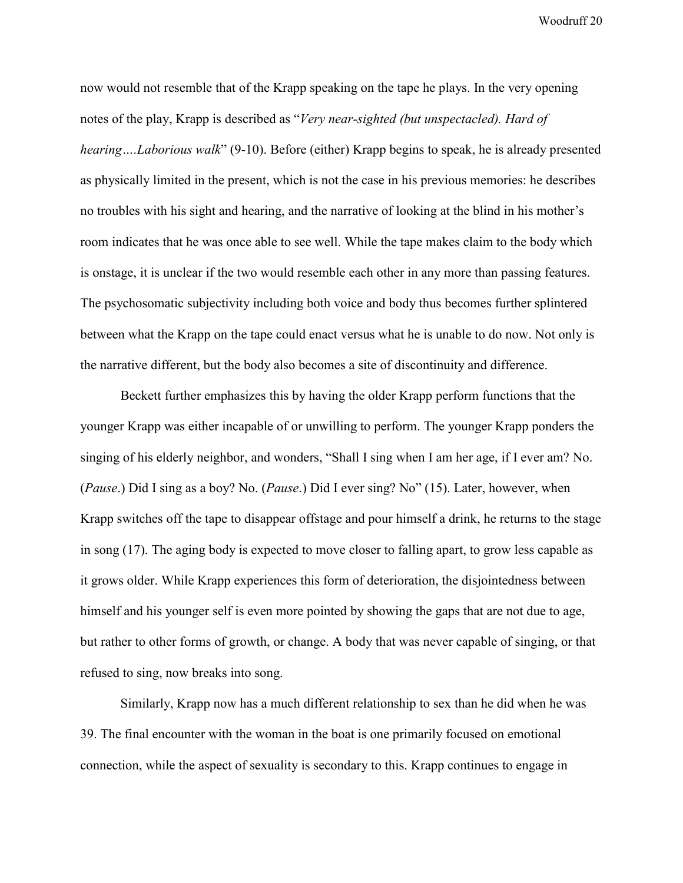now would not resemble that of the Krapp speaking on the tape he plays. In the very opening notes of the play, Krapp is described as "*Very near-sighted (but unspectacled). Hard of hearing….Laborious walk*" (9-10). Before (either) Krapp begins to speak, he is already presented as physically limited in the present, which is not the case in his previous memories: he describes no troubles with his sight and hearing, and the narrative of looking at the blind in his mother's room indicates that he was once able to see well. While the tape makes claim to the body which is onstage, it is unclear if the two would resemble each other in any more than passing features. The psychosomatic subjectivity including both voice and body thus becomes further splintered between what the Krapp on the tape could enact versus what he is unable to do now. Not only is the narrative different, but the body also becomes a site of discontinuity and difference.

Beckett further emphasizes this by having the older Krapp perform functions that the younger Krapp was either incapable of or unwilling to perform. The younger Krapp ponders the singing of his elderly neighbor, and wonders, "Shall I sing when I am her age, if I ever am? No. (*Pause*.) Did I sing as a boy? No. (*Pause*.) Did I ever sing? No" (15). Later, however, when Krapp switches off the tape to disappear offstage and pour himself a drink, he returns to the stage in song (17). The aging body is expected to move closer to falling apart, to grow less capable as it grows older. While Krapp experiences this form of deterioration, the disjointedness between himself and his younger self is even more pointed by showing the gaps that are not due to age, but rather to other forms of growth, or change. A body that was never capable of singing, or that refused to sing, now breaks into song.

Similarly, Krapp now has a much different relationship to sex than he did when he was 39. The final encounter with the woman in the boat is one primarily focused on emotional connection, while the aspect of sexuality is secondary to this. Krapp continues to engage in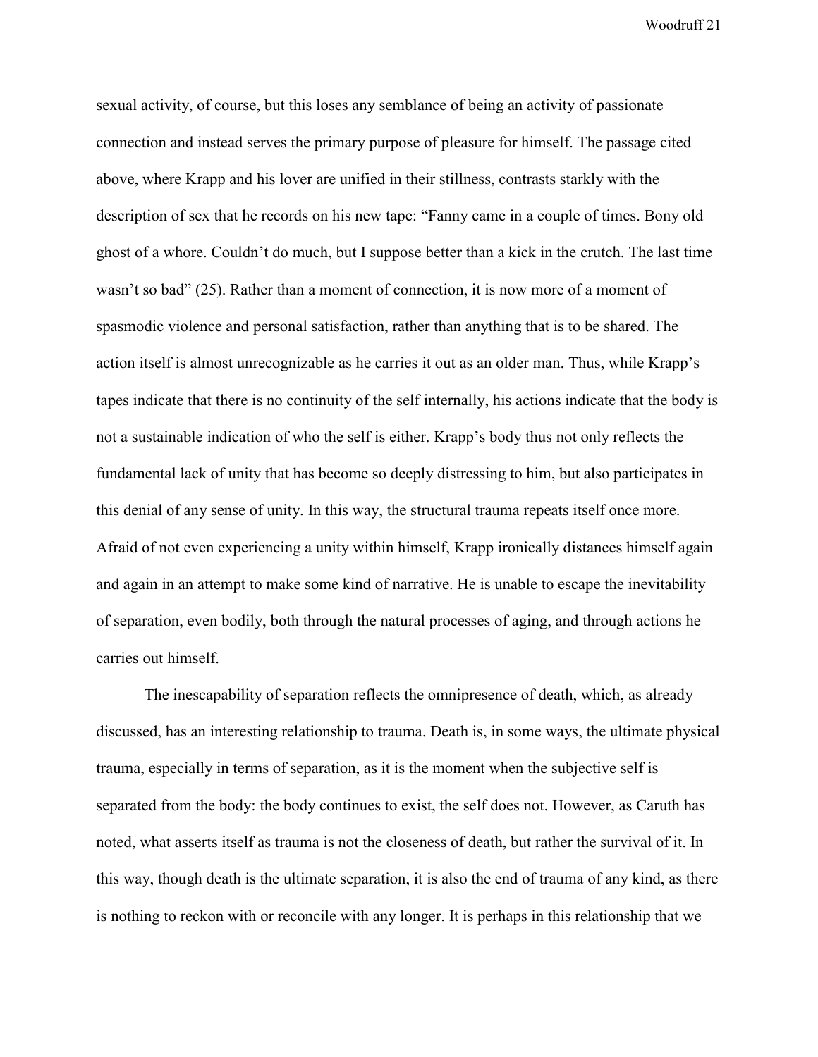sexual activity, of course, but this loses any semblance of being an activity of passionate connection and instead serves the primary purpose of pleasure for himself. The passage cited above, where Krapp and his lover are unified in their stillness, contrasts starkly with the description of sex that he records on his new tape: "Fanny came in a couple of times. Bony old ghost of a whore. Couldn't do much, but I suppose better than a kick in the crutch. The last time wasn't so bad" (25). Rather than a moment of connection, it is now more of a moment of spasmodic violence and personal satisfaction, rather than anything that is to be shared. The action itself is almost unrecognizable as he carries it out as an older man. Thus, while Krapp's tapes indicate that there is no continuity of the self internally, his actions indicate that the body is not a sustainable indication of who the self is either. Krapp's body thus not only reflects the fundamental lack of unity that has become so deeply distressing to him, but also participates in this denial of any sense of unity. In this way, the structural trauma repeats itself once more. Afraid of not even experiencing a unity within himself, Krapp ironically distances himself again and again in an attempt to make some kind of narrative. He is unable to escape the inevitability of separation, even bodily, both through the natural processes of aging, and through actions he carries out himself.

The inescapability of separation reflects the omnipresence of death, which, as already discussed, has an interesting relationship to trauma. Death is, in some ways, the ultimate physical trauma, especially in terms of separation, as it is the moment when the subjective self is separated from the body: the body continues to exist, the self does not. However, as Caruth has noted, what asserts itself as trauma is not the closeness of death, but rather the survival of it. In this way, though death is the ultimate separation, it is also the end of trauma of any kind, as there is nothing to reckon with or reconcile with any longer. It is perhaps in this relationship that we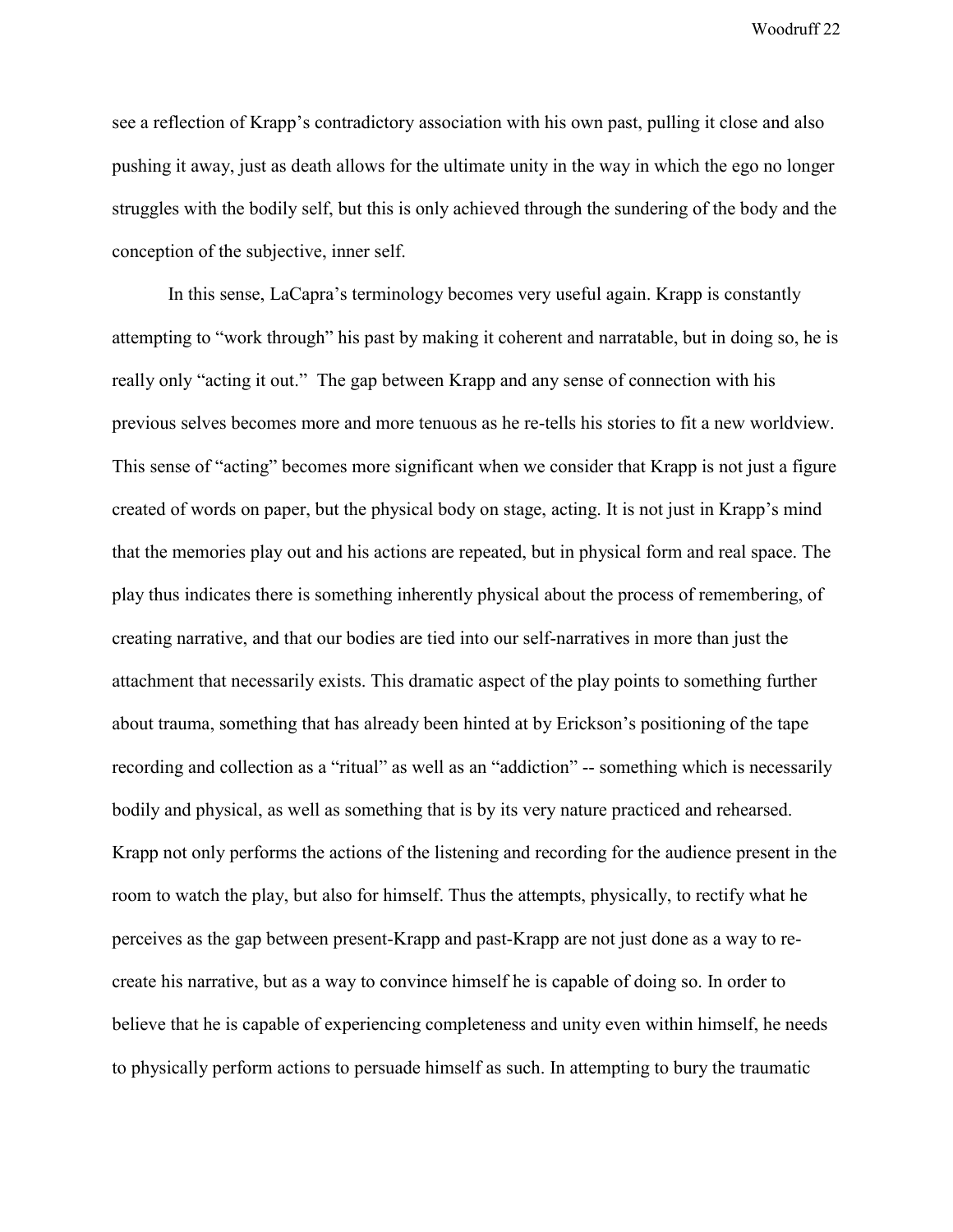see a reflection of Krapp's contradictory association with his own past, pulling it close and also pushing it away, just as death allows for the ultimate unity in the way in which the ego no longer struggles with the bodily self, but this is only achieved through the sundering of the body and the conception of the subjective, inner self.

In this sense, LaCapra's terminology becomes very useful again. Krapp is constantly attempting to "work through" his past by making it coherent and narratable, but in doing so, he is really only "acting it out." The gap between Krapp and any sense of connection with his previous selves becomes more and more tenuous as he re-tells his stories to fit a new worldview. This sense of "acting" becomes more significant when we consider that Krapp is not just a figure created of words on paper, but the physical body on stage, acting. It is not just in Krapp's mind that the memories play out and his actions are repeated, but in physical form and real space. The play thus indicates there is something inherently physical about the process of remembering, of creating narrative, and that our bodies are tied into our self-narratives in more than just the attachment that necessarily exists. This dramatic aspect of the play points to something further about trauma, something that has already been hinted at by Erickson's positioning of the tape recording and collection as a "ritual" as well as an "addiction" -- something which is necessarily bodily and physical, as well as something that is by its very nature practiced and rehearsed. Krapp not only performs the actions of the listening and recording for the audience present in the room to watch the play, but also for himself. Thus the attempts, physically, to rectify what he perceives as the gap between present-Krapp and past-Krapp are not just done as a way to re-create his narrative, but as a way to convince himself he is capable of doing so. In order to believe that he is capable of experiencing completeness and unity even within himself, he needs to physically perform actions to persuade himself as such. In attempting to bury the traumatic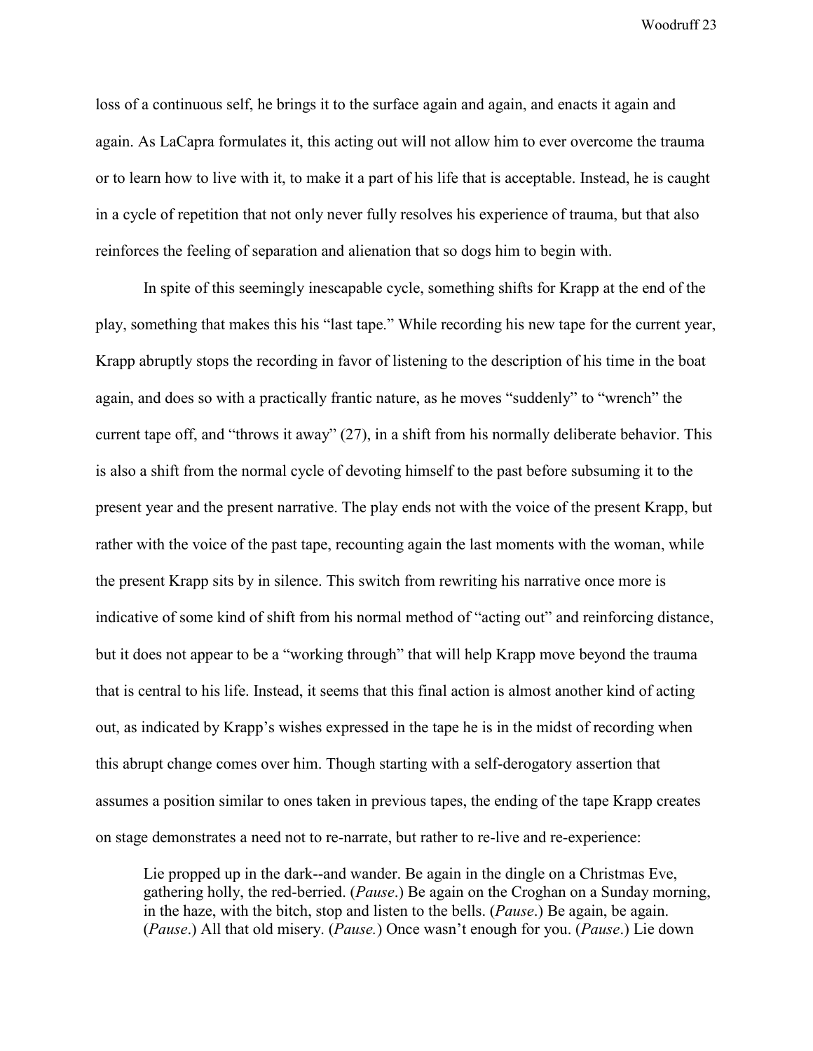loss of a continuous self, he brings it to the surface again and again, and enacts it again and again. As LaCapra formulates it, this acting out will not allow him to ever overcome the trauma or to learn how to live with it, to make it a part of his life that is acceptable. Instead, he is caught in a cycle of repetition that not only never fully resolves his experience of trauma, but that also reinforces the feeling of separation and alienation that so dogs him to begin with.

In spite of this seemingly inescapable cycle, something shifts for Krapp at the end of the play, something that makes this his "last tape." While recording his new tape for the current year, Krapp abruptly stops the recording in favor of listening to the description of his time in the boat again, and does so with a practically frantic nature, as he moves "suddenly" to "wrench" the current tape off, and "throws it away" (27), in a shift from his normally deliberate behavior. This is also a shift from the normal cycle of devoting himself to the past before subsuming it to the present year and the present narrative. The play ends not with the voice of the present Krapp, but rather with the voice of the past tape, recounting again the last moments with the woman, while the present Krapp sits by in silence. This switch from rewriting his narrative once more is indicative of some kind of shift from his normal method of "acting out" and reinforcing distance, but it does not appear to be a "working through" that will help Krapp move beyond the trauma that is central to his life. Instead, it seems that this final action is almost another kind of acting out, as indicated by Krapp's wishes expressed in the tape he is in the midst of recording when this abrupt change comes over him. Though starting with a self-derogatory assertion that assumes a position similar to ones taken in previous tapes, the ending of the tape Krapp creates on stage demonstrates a need not to re-narrate, but rather to re-live and re-experience:

> Lie propped up in the dark--and wander. Be again in the dingle on a Christmas Eve, gathering holly, the red-berried. (*Pause*.) Be again on the Croghan on a Sunday morning, in the haze, with the bitch, stop and listen to the bells. (*Pause*.) Be again, be again. (*Pause*.) All that old misery. (*Pause.*) Once wasn't enough for you. (*Pause*.) Lie down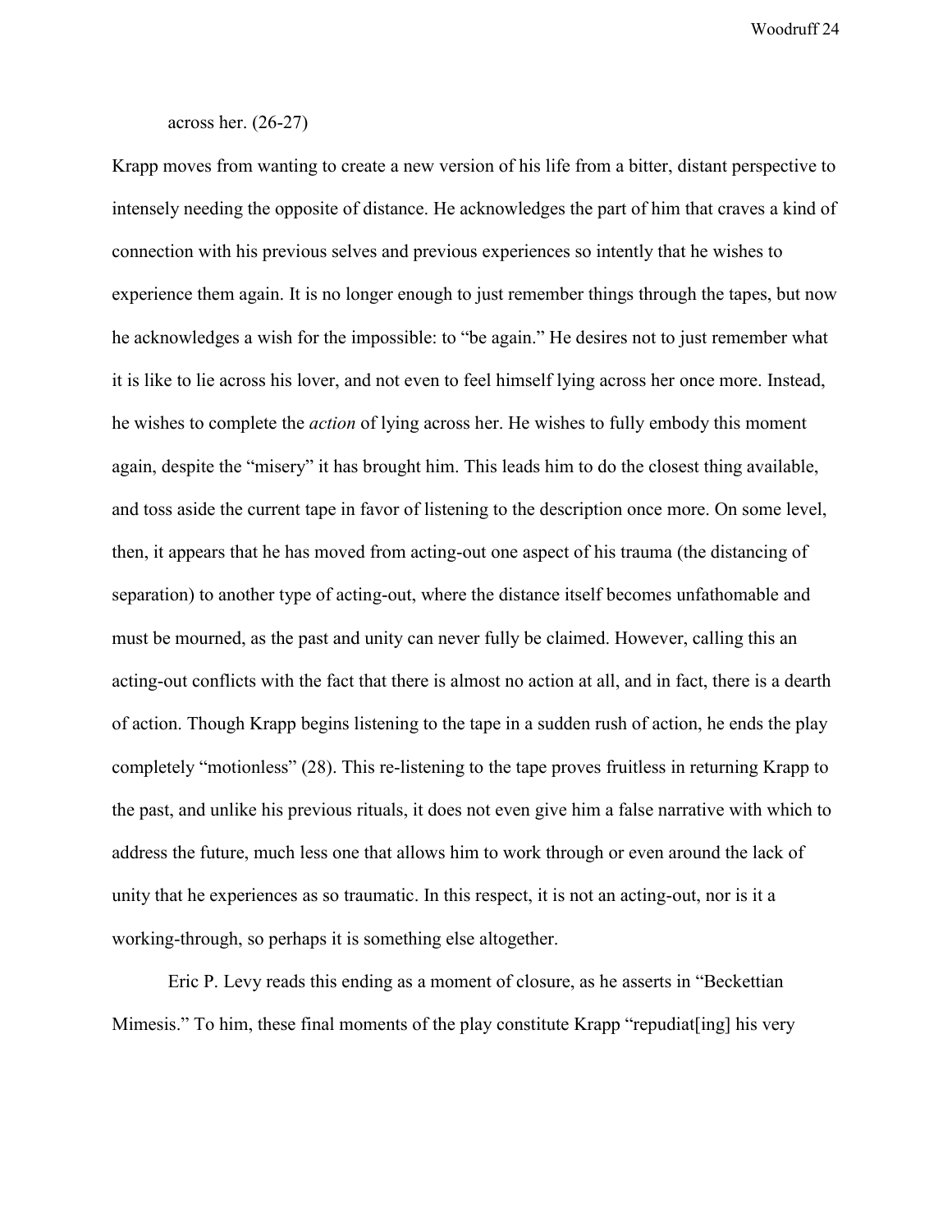across her. (26-27)

Krapp moves from wanting to create a new version of his life from a bitter, distant perspective to intensely needing the opposite of distance. He acknowledges the part of him that craves a kind of connection with his previous selves and previous experiences so intently that he wishes to experience them again. It is no longer enough to just remember things through the tapes, but now he acknowledges a wish for the impossible: to "be again." He desires not to just remember what it is like to lie across his lover, and not even to feel himself lying across her once more. Instead, he wishes to complete the *action* of lying across her. He wishes to fully embody this moment again, despite the "misery" it has brought him. This leads him to do the closest thing available, and toss aside the current tape in favor of listening to the description once more. On some level, then, it appears that he has moved from acting-out one aspect of his trauma (the distancing of separation) to another type of acting-out, where the distance itself becomes unfathomable and must be mourned, as the past and unity can never fully be claimed. However, calling this an acting-out conflicts with the fact that there is almost no action at all, and in fact, there is a dearth of action. Though Krapp begins listening to the tape in a sudden rush of action, he ends the play completely "motionless" (28). This re-listening to the tape proves fruitless in returning Krapp to the past, and unlike his previous rituals, it does not even give him a false narrative with which to address the future, much less one that allows him to work through or even around the lack of unity that he experiences as so traumatic. In this respect, it is not an acting-out, nor is it a working-through, so perhaps it is something else altogether.

Eric P. Levy reads this ending as a moment of closure, as he asserts in "Beckettian Mimesis." To him, these final moments of the play constitute Krapp "repudiat[ing] his very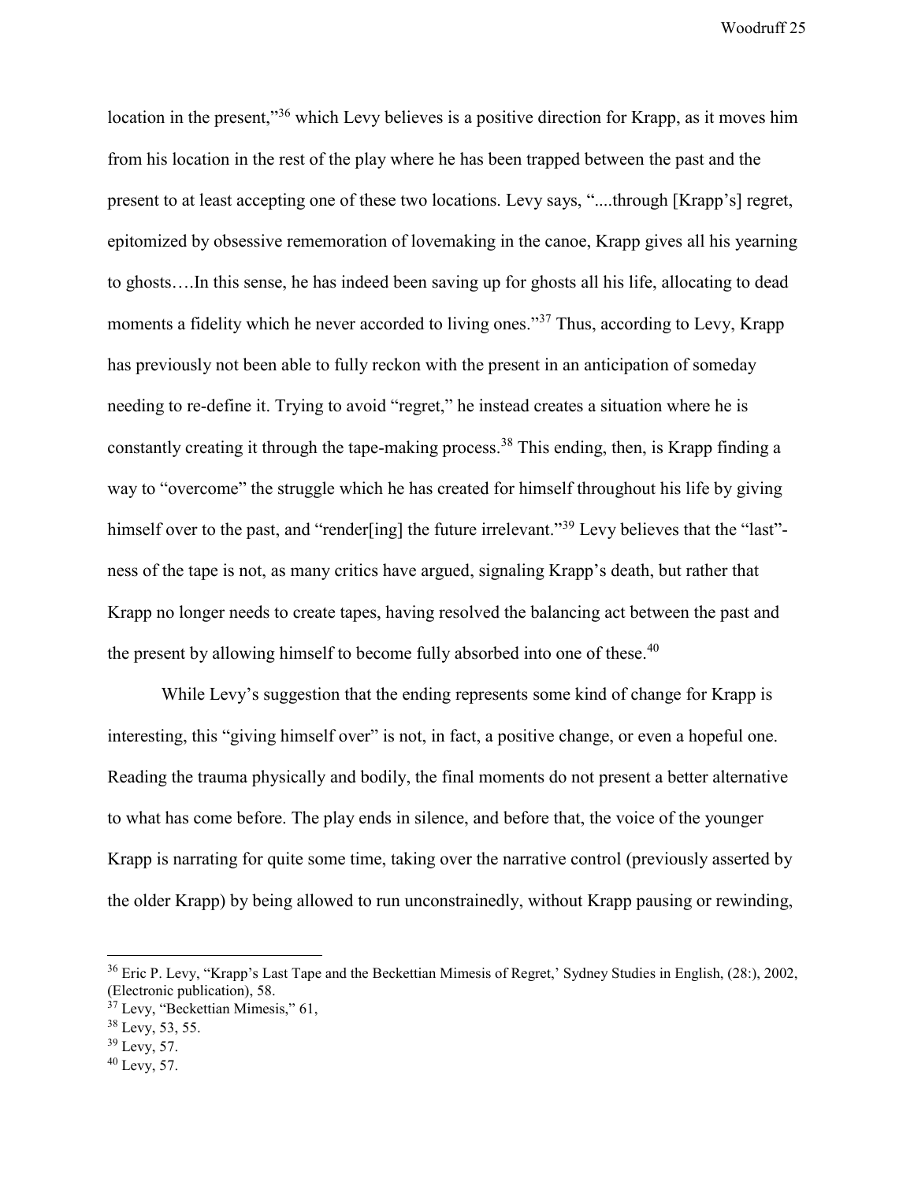location in the present,"[36] which Levy believes is a positive direction for Krapp, as it moves him from his location in the rest of the play where he has been trapped between the past and the present to at least accepting one of these two locations. Levy says, "....through [Krapp's] regret, epitomized by obsessive rememoration of lovemaking in the canoe, Krapp gives all his yearning to ghosts….In this sense, he has indeed been saving up for ghosts all his life, allocating to dead moments a fidelity which he never accorded to living ones."[37] Thus, according to Levy, Krapp has previously not been able to fully reckon with the present in an anticipation of someday needing to re-define it. Trying to avoid "regret," he instead creates a situation where he is constantly creating it through the tape-making process.[38] This ending, then, is Krapp finding a way to "overcome" the struggle which he has created for himself throughout his life by giving himself over to the past, and "render[ing] the future irrelevant."[39] Levy believes that the "last"-ness of the tape is not, as many critics have argued, signaling Krapp's death, but rather that Krapp no longer needs to create tapes, having resolved the balancing act between the past and the present by allowing himself to become fully absorbed into one of these.[40]

While Levy's suggestion that the ending represents some kind of change for Krapp is interesting, this "giving himself over" is not, in fact, a positive change, or even a hopeful one. Reading the trauma physically and bodily, the final moments do not present a better alternative to what has come before. The play ends in silence, and before that, the voice of the younger Krapp is narrating for quite some time, taking over the narrative control (previously asserted by the older Krapp) by being allowed to run unconstrainedly, without Krapp pausing or rewinding,

---

[36] Eric P. Levy, "Krapp's Last Tape and the Beckettian Mimesis of Regret,' Sydney Studies in English, (28:), 2002, (Electronic publication), 58.

[37] Levy, "Beckettian Mimesis," 61,

[38] Levy, 53, 55.

[39] Levy, 57.

[40] Levy, 57.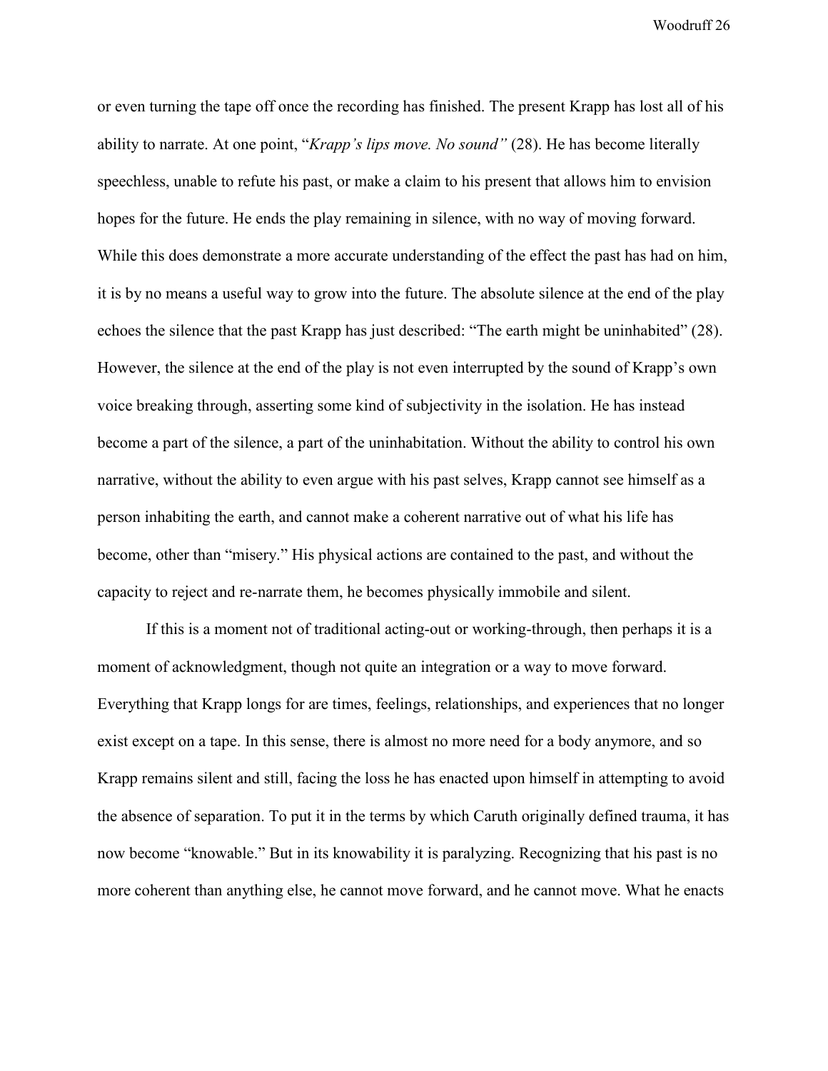or even turning the tape off once the recording has finished. The present Krapp has lost all of his ability to narrate. At one point, "*Krapp's lips move. No sound"* (28). He has become literally speechless, unable to refute his past, or make a claim to his present that allows him to envision hopes for the future. He ends the play remaining in silence, with no way of moving forward. While this does demonstrate a more accurate understanding of the effect the past has had on him, it is by no means a useful way to grow into the future. The absolute silence at the end of the play echoes the silence that the past Krapp has just described: "The earth might be uninhabited" (28). However, the silence at the end of the play is not even interrupted by the sound of Krapp's own voice breaking through, asserting some kind of subjectivity in the isolation. He has instead become a part of the silence, a part of the uninhabitation. Without the ability to control his own narrative, without the ability to even argue with his past selves, Krapp cannot see himself as a person inhabiting the earth, and cannot make a coherent narrative out of what his life has become, other than "misery." His physical actions are contained to the past, and without the capacity to reject and re-narrate them, he becomes physically immobile and silent.

If this is a moment not of traditional acting-out or working-through, then perhaps it is a moment of acknowledgment, though not quite an integration or a way to move forward. Everything that Krapp longs for are times, feelings, relationships, and experiences that no longer exist except on a tape. In this sense, there is almost no more need for a body anymore, and so Krapp remains silent and still, facing the loss he has enacted upon himself in attempting to avoid the absence of separation. To put it in the terms by which Caruth originally defined trauma, it has now become "knowable." But in its knowability it is paralyzing. Recognizing that his past is no more coherent than anything else, he cannot move forward, and he cannot move. What he enacts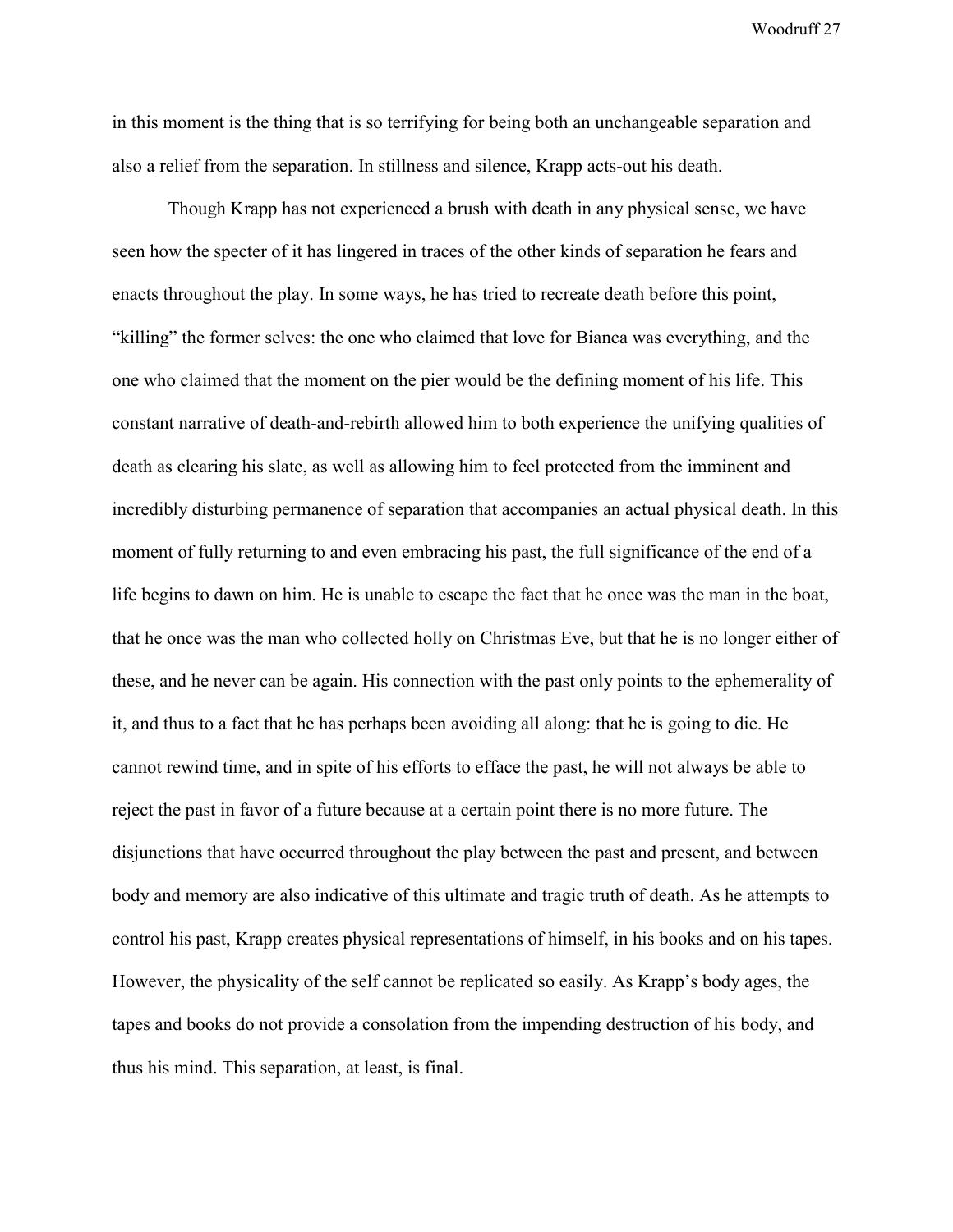in this moment is the thing that is so terrifying for being both an unchangeable separation and also a relief from the separation. In stillness and silence, Krapp acts-out his death.

Though Krapp has not experienced a brush with death in any physical sense, we have seen how the specter of it has lingered in traces of the other kinds of separation he fears and enacts throughout the play. In some ways, he has tried to recreate death before this point, "killing" the former selves: the one who claimed that love for Bianca was everything, and the one who claimed that the moment on the pier would be the defining moment of his life. This constant narrative of death-and-rebirth allowed him to both experience the unifying qualities of death as clearing his slate, as well as allowing him to feel protected from the imminent and incredibly disturbing permanence of separation that accompanies an actual physical death. In this moment of fully returning to and even embracing his past, the full significance of the end of a life begins to dawn on him. He is unable to escape the fact that he once was the man in the boat, that he once was the man who collected holly on Christmas Eve, but that he is no longer either of these, and he never can be again. His connection with the past only points to the ephemerality of it, and thus to a fact that he has perhaps been avoiding all along: that he is going to die. He cannot rewind time, and in spite of his efforts to efface the past, he will not always be able to reject the past in favor of a future because at a certain point there is no more future. The disjunctions that have occurred throughout the play between the past and present, and between body and memory are also indicative of this ultimate and tragic truth of death. As he attempts to control his past, Krapp creates physical representations of himself, in his books and on his tapes. However, the physicality of the self cannot be replicated so easily. As Krapp's body ages, the tapes and books do not provide a consolation from the impending destruction of his body, and thus his mind. This separation, at least, is final.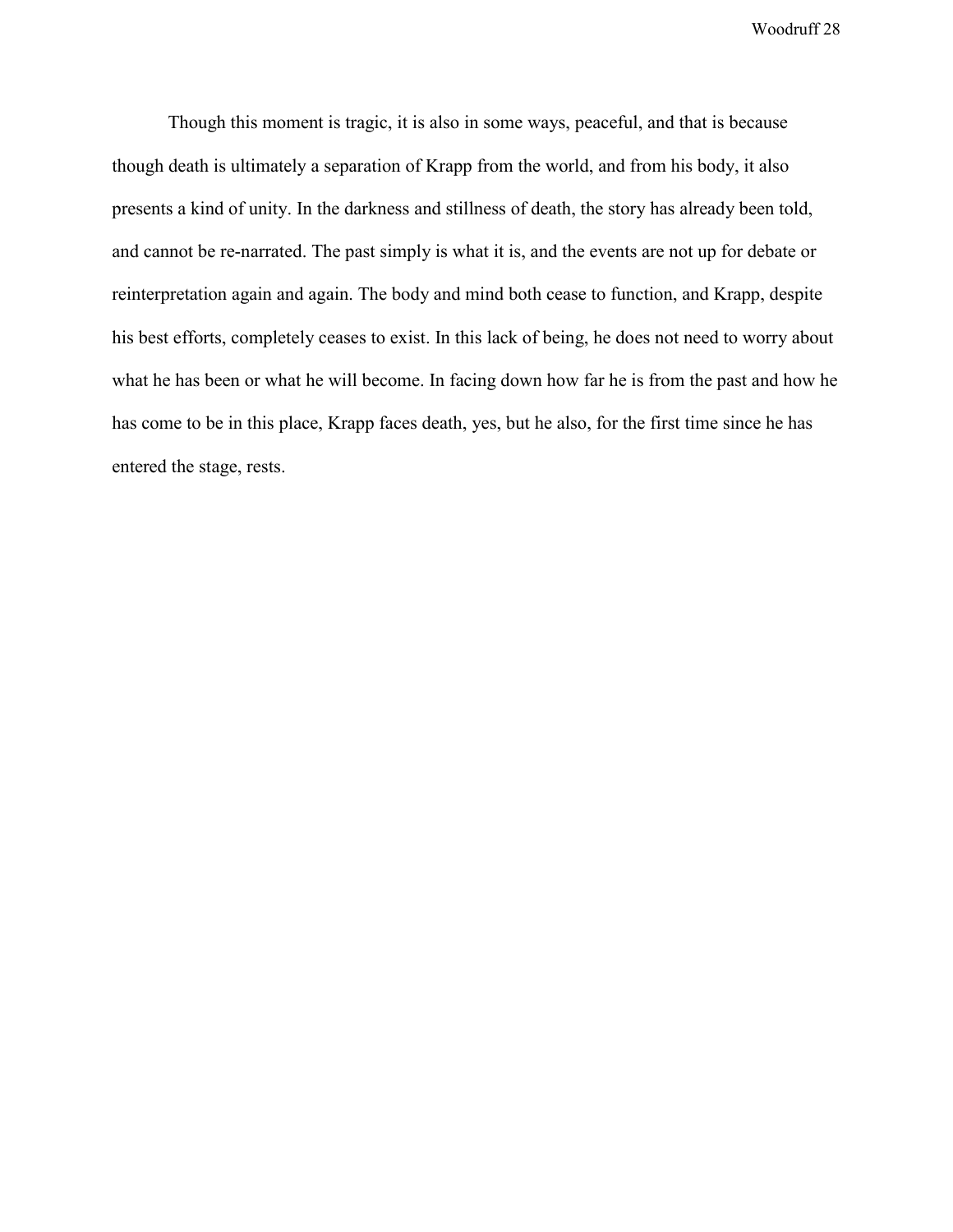Though this moment is tragic, it is also in some ways, peaceful, and that is because though death is ultimately a separation of Krapp from the world, and from his body, it also presents a kind of unity. In the darkness and stillness of death, the story has already been told, and cannot be re-narrated. The past simply is what it is, and the events are not up for debate or reinterpretation again and again. The body and mind both cease to function, and Krapp, despite his best efforts, completely ceases to exist. In this lack of being, he does not need to worry about what he has been or what he will become. In facing down how far he is from the past and how he has come to be in this place, Krapp faces death, yes, but he also, for the first time since he has entered the stage, rests.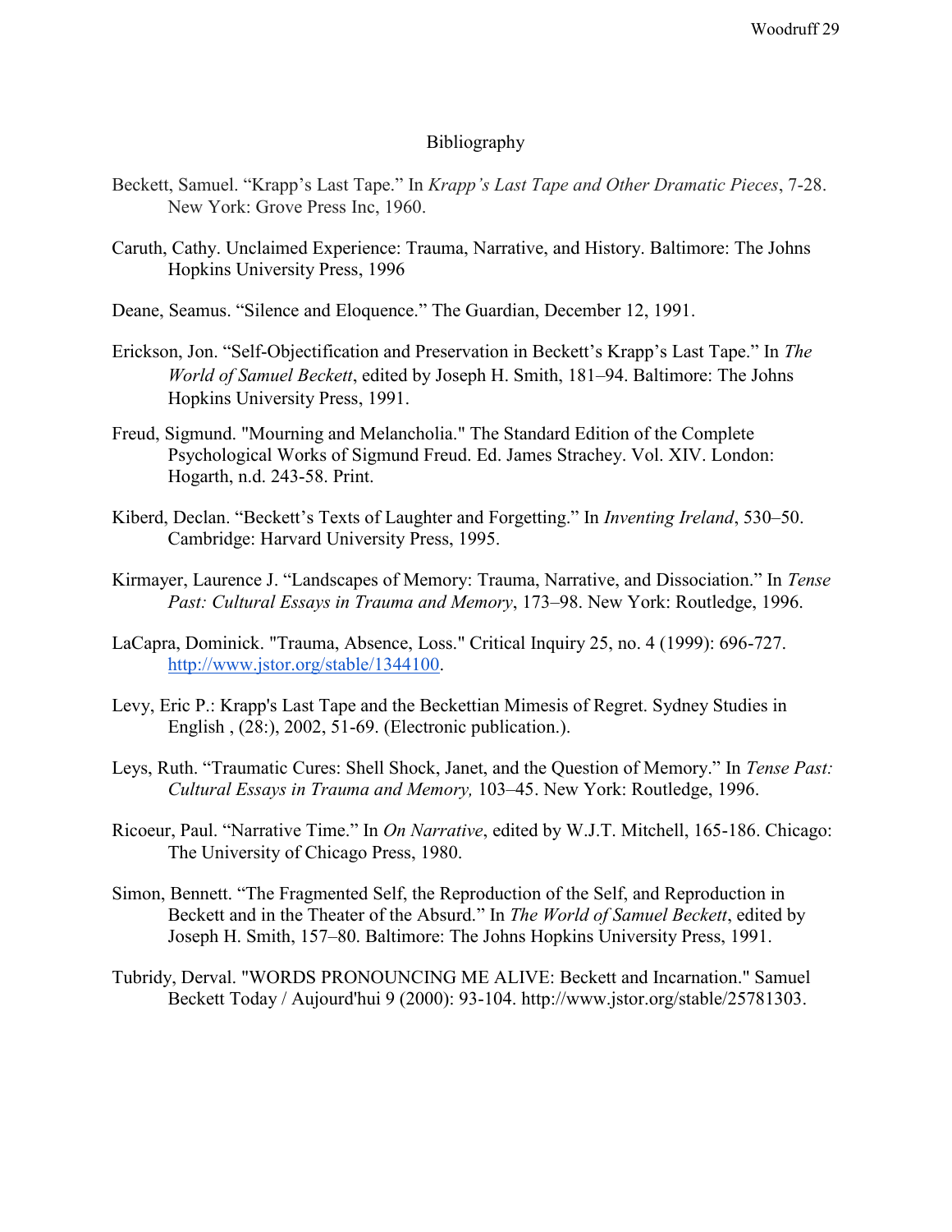# Bibliography

Beckett, Samuel. "Krapp's Last Tape." In *Krapp's Last Tape and Other Dramatic Pieces*, 7-28. New York: Grove Press Inc, 1960.

Caruth, Cathy. Unclaimed Experience: Trauma, Narrative, and History. Baltimore: The Johns Hopkins University Press, 1996

Deane, Seamus. "Silence and Eloquence." The Guardian, December 12, 1991.

Erickson, Jon. "Self-Objectification and Preservation in Beckett's Krapp's Last Tape." In *The World of Samuel Beckett*, edited by Joseph H. Smith, 181–94. Baltimore: The Johns Hopkins University Press, 1991.

Freud, Sigmund. "Mourning and Melancholia." The Standard Edition of the Complete Psychological Works of Sigmund Freud. Ed. James Strachey. Vol. XIV. London: Hogarth, n.d. 243-58. Print.

Kiberd, Declan. "Beckett's Texts of Laughter and Forgetting." In *Inventing Ireland*, 530–50. Cambridge: Harvard University Press, 1995.

Kirmayer, Laurence J. "Landscapes of Memory: Trauma, Narrative, and Dissociation." In *Tense Past: Cultural Essays in Trauma and Memory*, 173–98. New York: Routledge, 1996.

LaCapra, Dominick. "Trauma, Absence, Loss." Critical Inquiry 25, no. 4 (1999): 696-727. http://www.jstor.org/stable/1344100.

Levy, Eric P.: Krapp's Last Tape and the Beckettian Mimesis of Regret. Sydney Studies in English , (28:), 2002, 51-69. (Electronic publication.).

Leys, Ruth. "Traumatic Cures: Shell Shock, Janet, and the Question of Memory." In *Tense Past: Cultural Essays in Trauma and Memory,* 103–45. New York: Routledge, 1996.

Ricoeur, Paul. "Narrative Time." In *On Narrative*, edited by W.J.T. Mitchell, 165-186. Chicago: The University of Chicago Press, 1980.

Simon, Bennett. "The Fragmented Self, the Reproduction of the Self, and Reproduction in Beckett and in the Theater of the Absurd." In *The World of Samuel Beckett*, edited by Joseph H. Smith, 157–80. Baltimore: The Johns Hopkins University Press, 1991.

Tubridy, Derval. "WORDS PRONOUNCING ME ALIVE: Beckett and Incarnation." Samuel Beckett Today / Aujourd'hui 9 (2000): 93-104. http://www.jstor.org/stable/25781303.